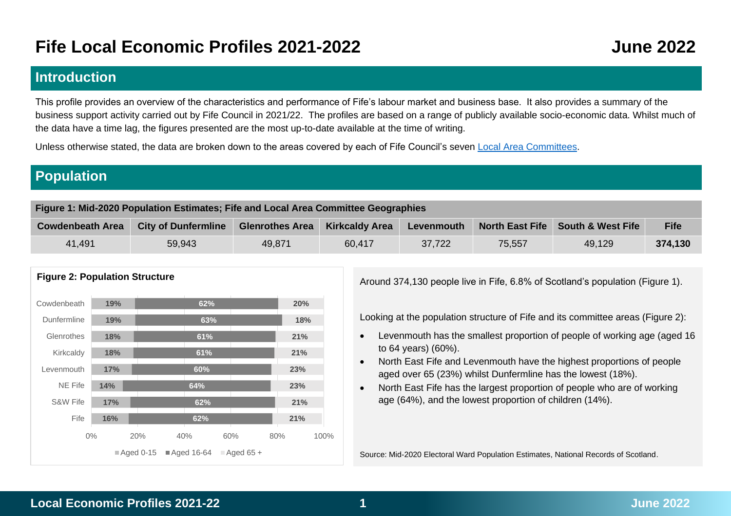# Fife Local Economic Profiles 2021-2022

**June 2022**

## Introduction

This profile provides an overview of the characteristics and performance of Fife's labour market and business base. It also provides a summary of the business support activity carried out by Fife Council in 2021/22. The profiles are based on a range of publicly available socio-economic data. Whilst much of the data have a time lag, the figures presented are the most up-to-date available at the time of writing.

Unless otherwise stated, the data are broken down to the areas covered by each of Fife Council's seven Local Area Committees.

## Population

**Figure 1: Mid-2020 Population Estimates; Fife and Local Area Committee Geographies**

| Cowdenbeath Area | City of Dunfermline | Glenrothes Area | Kirkcaldy Area | Levenmouth | North East Fife | South & West Fife | Fife |
|---|---|---|---|---|---|---|---|
| 41,491 | 59,943 | 49,871 | 60,417 | 37,722 | 75,557 | 49,129 | **374,130** |

**Figure 2: Population Structure**

| Area | Aged 0-15 | Aged 16-64 | Aged 65 + |
|---|---|---|---|
| Cowdenbeath | 19% | 62% | 20% |
| Dunfermline | 19% | 63% | 18% |
| Glenrothes | 18% | 61% | 21% |
| Kirkcaldy | 18% | 61% | 21% |
| Levenmouth | 17% | 60% | 23% |
| NE Fife | 14% | 64% | 23% |
| S&W Fife | 17% | 62% | 21% |
| Fife | 16% | 62% | 21% |

Around 374,130 people live in Fife, 6.8% of Scotland's population (Figure 1).

Looking at the population structure of Fife and its committee areas (Figure 2):

- Levenmouth has the smallest proportion of people of working age (aged 16 to 64 years) (60%).
- North East Fife and Levenmouth have the highest proportions of people aged over 65 (23%) whilst Dunfermline has the lowest (18%).
- North East Fife has the largest proportion of people who are of working age (64%), and the lowest proportion of children (14%).

Source: Mid-2020 Electoral Ward Population Estimates, National Records of Scotland.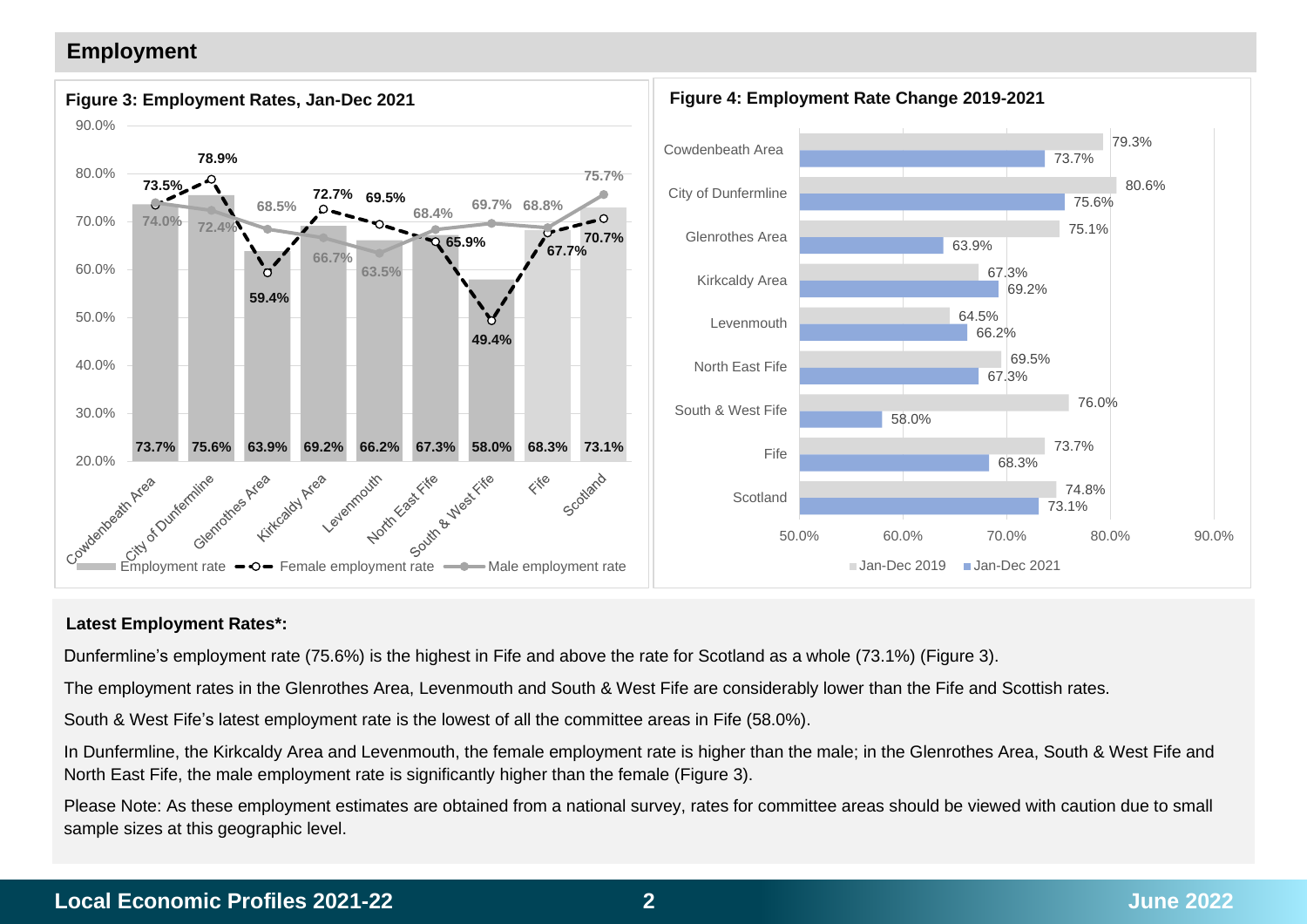## Employment

**Figure 3: Employment Rates, Jan-Dec 2021**

| Area | Employment rate | Female employment rate | Male employment rate |
|---|---|---|---|
| Cowdenbeath Area | 73.7% | 73.5% | 74.0% |
| City of Dunfermline | 75.6% | 78.9% | 72.4% |
| Glenrothes Area | 63.9% | 59.4% | 68.5% |
| Kirkcaldy Area | 69.2% | 72.7% | 66.7% |
| Levenmouth | 66.2% | 69.5% | 63.5% |
| North East Fife | 67.3% | 65.9% | 68.4% |
| South & West Fife | 58.0% | 49.4% | 69.7% |
| Fife | 68.3% | 67.7% | 68.8% |
| Scotland | 73.1% | 70.7% | 75.7% |

**Figure 4: Employment Rate Change 2019-2021**

| Area | Jan-Dec 2019 | Jan-Dec 2021 |
|---|---|---|
| Cowdenbeath Area | 79.3% | 73.7% |
| City of Dunfermline | 80.6% | 75.6% |
| Glenrothes Area | 75.1% | 63.9% |
| Kirkcaldy Area | 67.3% | 69.2% |
| Levenmouth | 64.5% | 66.2% |
| North East Fife | 69.5% | 67.3% |
| South & West Fife | 76.0% | 58.0% |
| Fife | 73.7% | 68.3% |
| Scotland | 74.8% | 73.1% |

**Latest Employment Rates*:**

Dunfermline's employment rate (75.6%) is the highest in Fife and above the rate for Scotland as a whole (73.1%) (Figure 3).

The employment rates in the Glenrothes Area, Levenmouth and South & West Fife are considerably lower than the Fife and Scottish rates.

South & West Fife's latest employment rate is the lowest of all the committee areas in Fife (58.0%).

In Dunfermline, the Kirkcaldy Area and Levenmouth, the female employment rate is higher than the male; in the Glenrothes Area, South & West Fife and North East Fife, the male employment rate is significantly higher than the female (Figure 3).

Please Note: As these employment estimates are obtained from a national survey, rates for committee areas should be viewed with caution due to small sample sizes at this geographic level.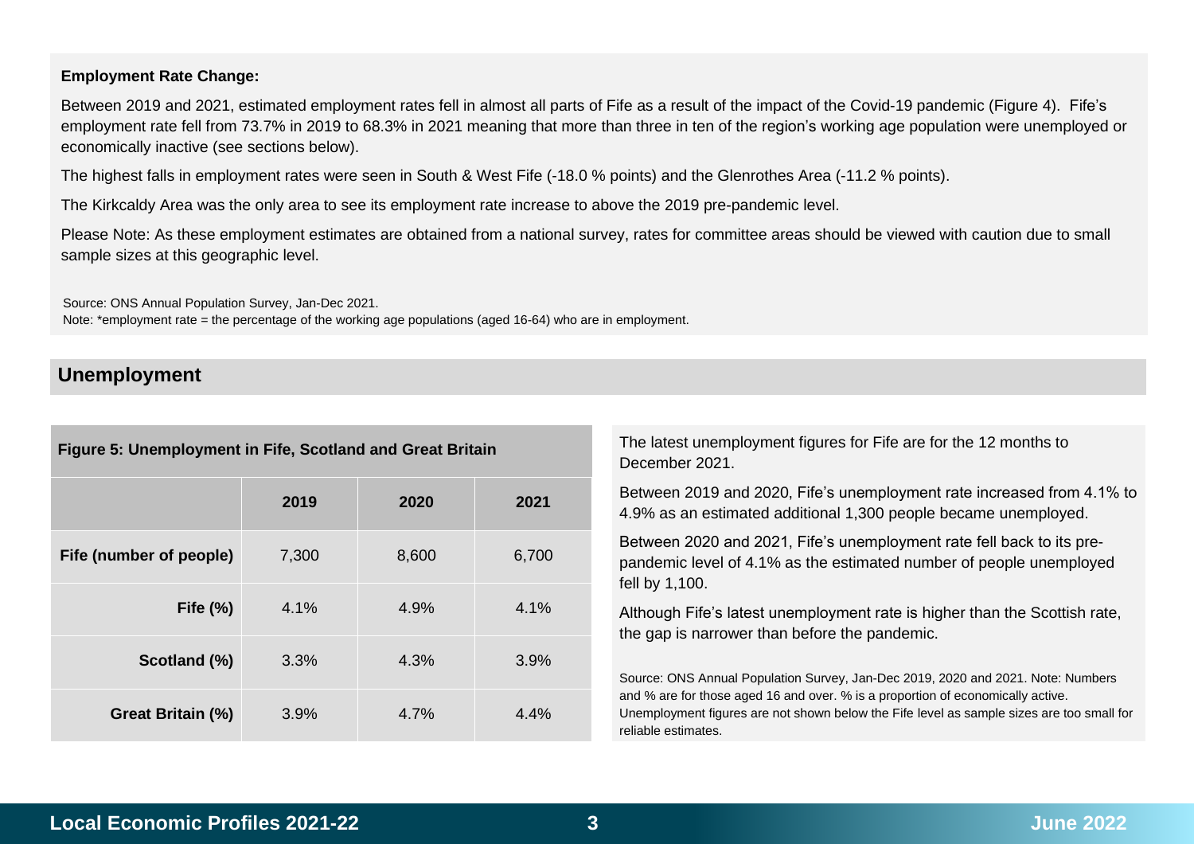**Employment Rate Change:**

Between 2019 and 2021, estimated employment rates fell in almost all parts of Fife as a result of the impact of the Covid-19 pandemic (Figure 4). Fife's employment rate fell from 73.7% in 2019 to 68.3% in 2021 meaning that more than three in ten of the region's working age population were unemployed or economically inactive (see sections below).

The highest falls in employment rates were seen in South & West Fife (-18.0 % points) and the Glenrothes Area (-11.2 % points).

The Kirkcaldy Area was the only area to see its employment rate increase to above the 2019 pre-pandemic level.

Please Note: As these employment estimates are obtained from a national survey, rates for committee areas should be viewed with caution due to small sample sizes at this geographic level.

Source: ONS Annual Population Survey, Jan-Dec 2021.
Note: *employment rate = the percentage of the working age populations (aged 16-64) who are in employment.

## Unemployment

**Figure 5: Unemployment in Fife, Scotland and Great Britain**

| | 2019 | 2020 | 2021 |
|---|---|---|---|
| **Fife (number of people)** | 7,300 | 8,600 | 6,700 |
| **Fife (%)** | 4.1% | 4.9% | 4.1% |
| **Scotland (%)** | 3.3% | 4.3% | 3.9% |
| **Great Britain (%)** | 3.9% | 4.7% | 4.4% |

The latest unemployment figures for Fife are for the 12 months to December 2021.

Between 2019 and 2020, Fife's unemployment rate increased from 4.1% to 4.9% as an estimated additional 1,300 people became unemployed.

Between 2020 and 2021, Fife's unemployment rate fell back to its pre-pandemic level of 4.1% as the estimated number of people unemployed fell by 1,100.

Although Fife's latest unemployment rate is higher than the Scottish rate, the gap is narrower than before the pandemic.

Source: ONS Annual Population Survey, Jan-Dec 2019, 2020 and 2021. Note: Numbers and % are for those aged 16 and over. % is a proportion of economically active. Unemployment figures are not shown below the Fife level as sample sizes are too small for reliable estimates.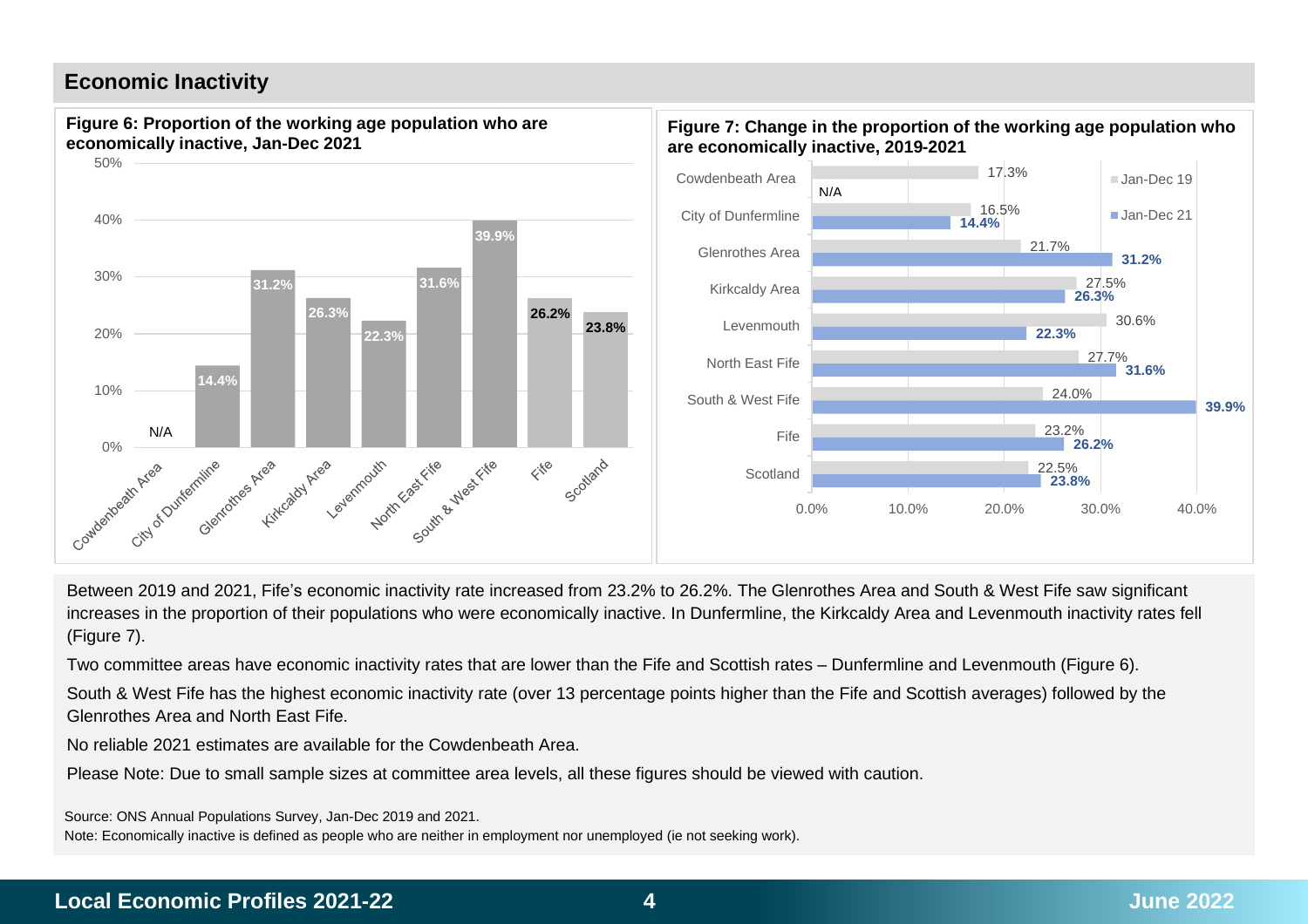## Economic Inactivity

**Figure 6: Proportion of the working age population who are economically inactive, Jan-Dec 2021**

| Area | Jan-Dec 2021 |
|---|---|
| Cowdenbeath Area | N/A |
| City of Dunfermline | 14.4% |
| Glenrothes Area | 31.2% |
| Kirkcaldy Area | 26.3% |
| Levenmouth | 22.3% |
| North East Fife | 31.6% |
| South & West Fife | 39.9% |
| Fife | 26.2% |
| Scotland | 23.8% |

**Figure 7: Change in the proportion of the working age population who are economically inactive, 2019-2021**

| Area | Jan-Dec 19 | Jan-Dec 21 |
|---|---|---|
| Cowdenbeath Area | 17.3% | N/A |
| City of Dunfermline | 16.5% | 14.4% |
| Glenrothes Area | 21.7% | 31.2% |
| Kirkcaldy Area | 27.5% | 26.3% |
| Levenmouth | 30.6% | 22.3% |
| North East Fife | 27.7% | 31.6% |
| South & West Fife | 24.0% | 39.9% |
| Fife | 23.2% | 26.2% |
| Scotland | 22.5% | 23.8% |

Between 2019 and 2021, Fife's economic inactivity rate increased from 23.2% to 26.2%. The Glenrothes Area and South & West Fife saw significant increases in the proportion of their populations who were economically inactive. In Dunfermline, the Kirkcaldy Area and Levenmouth inactivity rates fell (Figure 7).

Two committee areas have economic inactivity rates that are lower than the Fife and Scottish rates – Dunfermline and Levenmouth (Figure 6).

South & West Fife has the highest economic inactivity rate (over 13 percentage points higher than the Fife and Scottish averages) followed by the Glenrothes Area and North East Fife.

No reliable 2021 estimates are available for the Cowdenbeath Area.

Please Note: Due to small sample sizes at committee area levels, all these figures should be viewed with caution.

Source: ONS Annual Populations Survey, Jan-Dec 2019 and 2021.

Note: Economically inactive is defined as people who are neither in employment nor unemployed (ie not seeking work).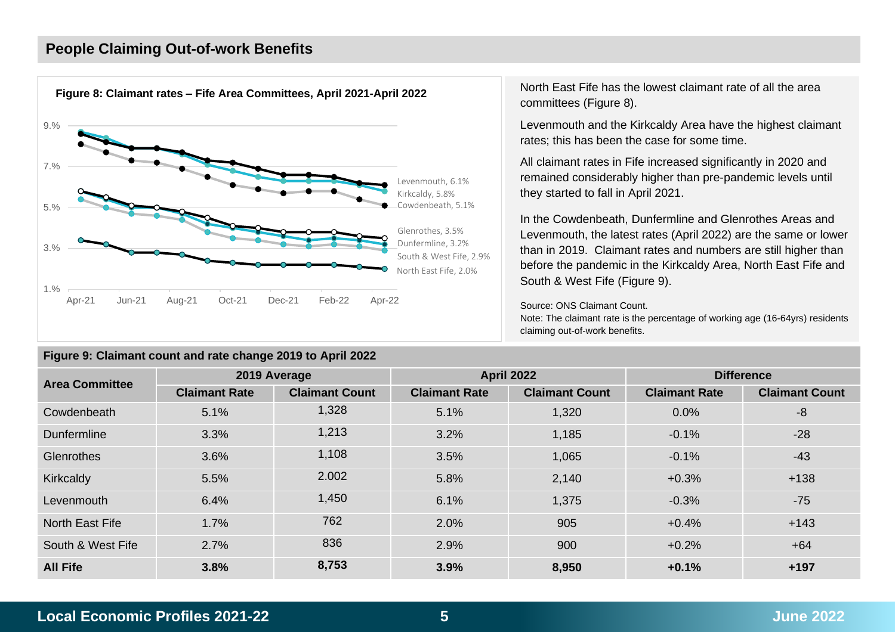## People Claiming Out-of-work Benefits

**Figure 8: Claimant rates – Fife Area Committees, April 2021-April 2022**

Levenmouth, 6.1%
Kirkcaldy, 5.8%
Cowdenbeath, 5.1%
Glenrothes, 3.5%
Dunfermline, 3.2%
South & West Fife, 2.9%
North East Fife, 2.0%

North East Fife has the lowest claimant rate of all the area committees (Figure 8).

Levenmouth and the Kirkcaldy Area have the highest claimant rates; this has been the case for some time.

All claimant rates in Fife increased significantly in 2020 and remained considerably higher than pre-pandemic levels until they started to fall in April 2021.

In the Cowdenbeath, Dunfermline and Glenrothes Areas and Levenmouth, the latest rates (April 2022) are the same or lower than in 2019. Claimant rates and numbers are still higher than before the pandemic in the Kirkcaldy Area, North East Fife and South & West Fife (Figure 9).

Source: ONS Claimant Count.
Note: The claimant rate is the percentage of working age (16-64yrs) residents claiming out-of-work benefits.

**Figure 9: Claimant count and rate change 2019 to April 2022**

| Area Committee | 2019 Average | | April 2022 | | Difference | |
|---|---|---|---|---|---|---|
| | Claimant Rate | Claimant Count | Claimant Rate | Claimant Count | Claimant Rate | Claimant Count |
| Cowdenbeath | 5.1% | 1,328 | 5.1% | 1,320 | 0.0% | -8 |
| Dunfermline | 3.3% | 1,213 | 3.2% | 1,185 | -0.1% | -28 |
| Glenrothes | 3.6% | 1,108 | 3.5% | 1,065 | -0.1% | -43 |
| Kirkcaldy | 5.5% | 2.002 | 5.8% | 2,140 | +0.3% | +138 |
| Levenmouth | 6.4% | 1,450 | 6.1% | 1,375 | -0.3% | -75 |
| North East Fife | 1.7% | 762 | 2.0% | 905 | +0.4% | +143 |
| South & West Fife | 2.7% | 836 | 2.9% | 900 | +0.2% | +64 |
| **All Fife** | **3.8%** | **8,753** | **3.9%** | **8,950** | **+0.1%** | **+197** |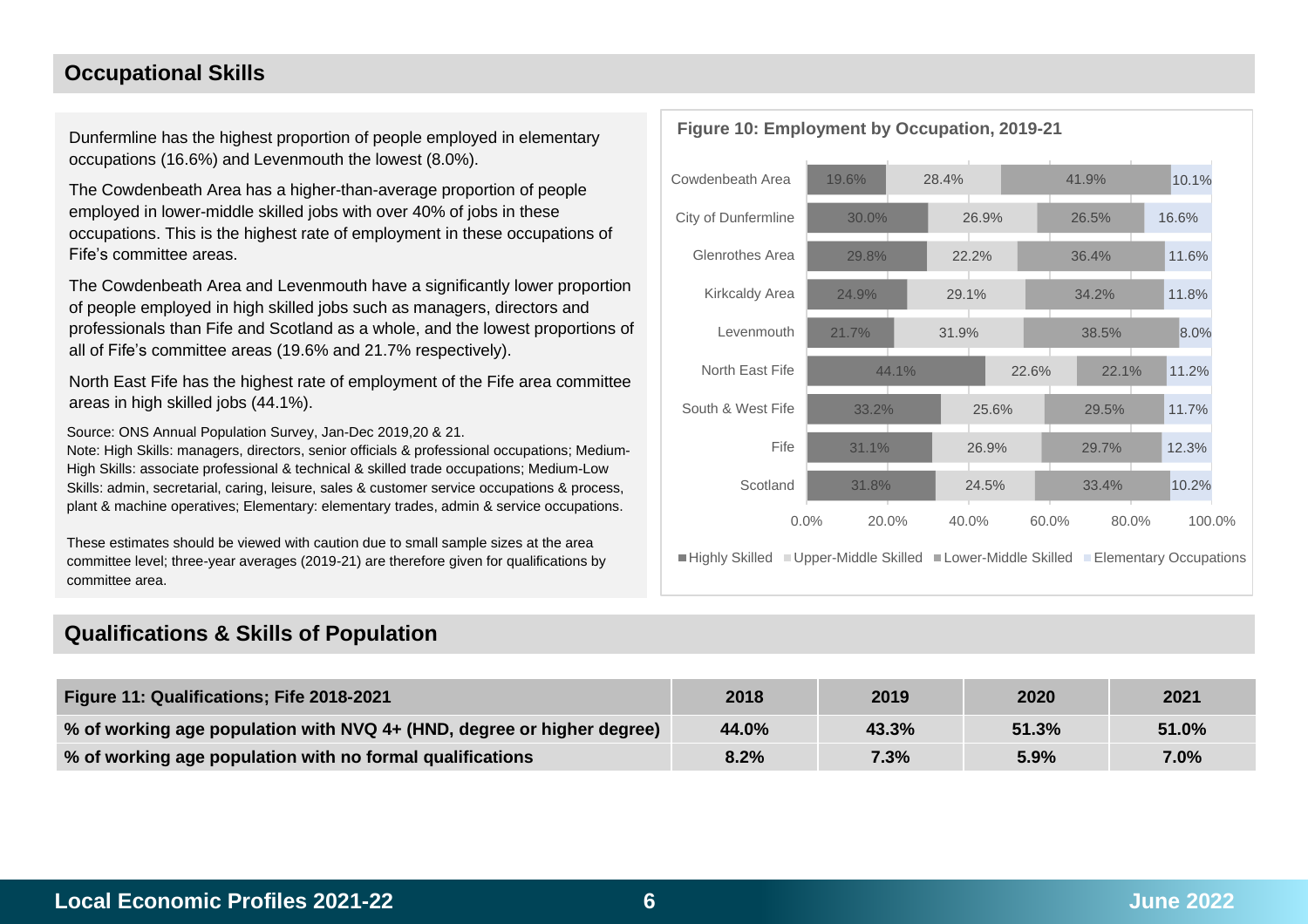## Occupational Skills

Dunfermline has the highest proportion of people employed in elementary occupations (16.6%) and Levenmouth the lowest (8.0%).

The Cowdenbeath Area has a higher-than-average proportion of people employed in lower-middle skilled jobs with over 40% of jobs in these occupations. This is the highest rate of employment in these occupations of Fife's committee areas.

The Cowdenbeath Area and Levenmouth have a significantly lower proportion of people employed in high skilled jobs such as managers, directors and professionals than Fife and Scotland as a whole, and the lowest proportions of all of Fife's committee areas (19.6% and 21.7% respectively).

North East Fife has the highest rate of employment of the Fife area committee areas in high skilled jobs (44.1%).

Source: ONS Annual Population Survey, Jan-Dec 2019,20 & 21.
Note: High Skills: managers, directors, senior officials & professional occupations; Medium-High Skills: associate professional & technical & skilled trade occupations; Medium-Low Skills: admin, secretarial, caring, leisure, sales & customer service occupations & process, plant & machine operatives; Elementary: elementary trades, admin & service occupations.

These estimates should be viewed with caution due to small sample sizes at the area committee level; three-year averages (2019-21) are therefore given for qualifications by committee area.

**Figure 10: Employment by Occupation, 2019-21**

| Area | Highly Skilled | Upper-Middle Skilled | Lower-Middle Skilled | Elementary Occupations |
|---|---|---|---|---|
| Cowdenbeath Area | 19.6% | 28.4% | 41.9% | 10.1% |
| City of Dunfermline | 30.0% | 26.9% | 26.5% | 16.6% |
| Glenrothes Area | 29.8% | 22.2% | 36.4% | 11.6% |
| Kirkcaldy Area | 24.9% | 29.1% | 34.2% | 11.8% |
| Levenmouth | 21.7% | 31.9% | 38.5% | 8.0% |
| North East Fife | 44.1% | 22.6% | 22.1% | 11.2% |
| South & West Fife | 33.2% | 25.6% | 29.5% | 11.7% |
| Fife | 31.1% | 26.9% | 29.7% | 12.3% |
| Scotland | 31.8% | 24.5% | 33.4% | 10.2% |

## Qualifications & Skills of Population

| Figure 11: Qualifications; Fife 2018-2021 | 2018 | 2019 | 2020 | 2021 |
|---|---|---|---|---|
| % of working age population with NVQ 4+ (HND, degree or higher degree) | 44.0% | 43.3% | 51.3% | 51.0% |
| % of working age population with no formal qualifications | 8.2% | 7.3% | 5.9% | 7.0% |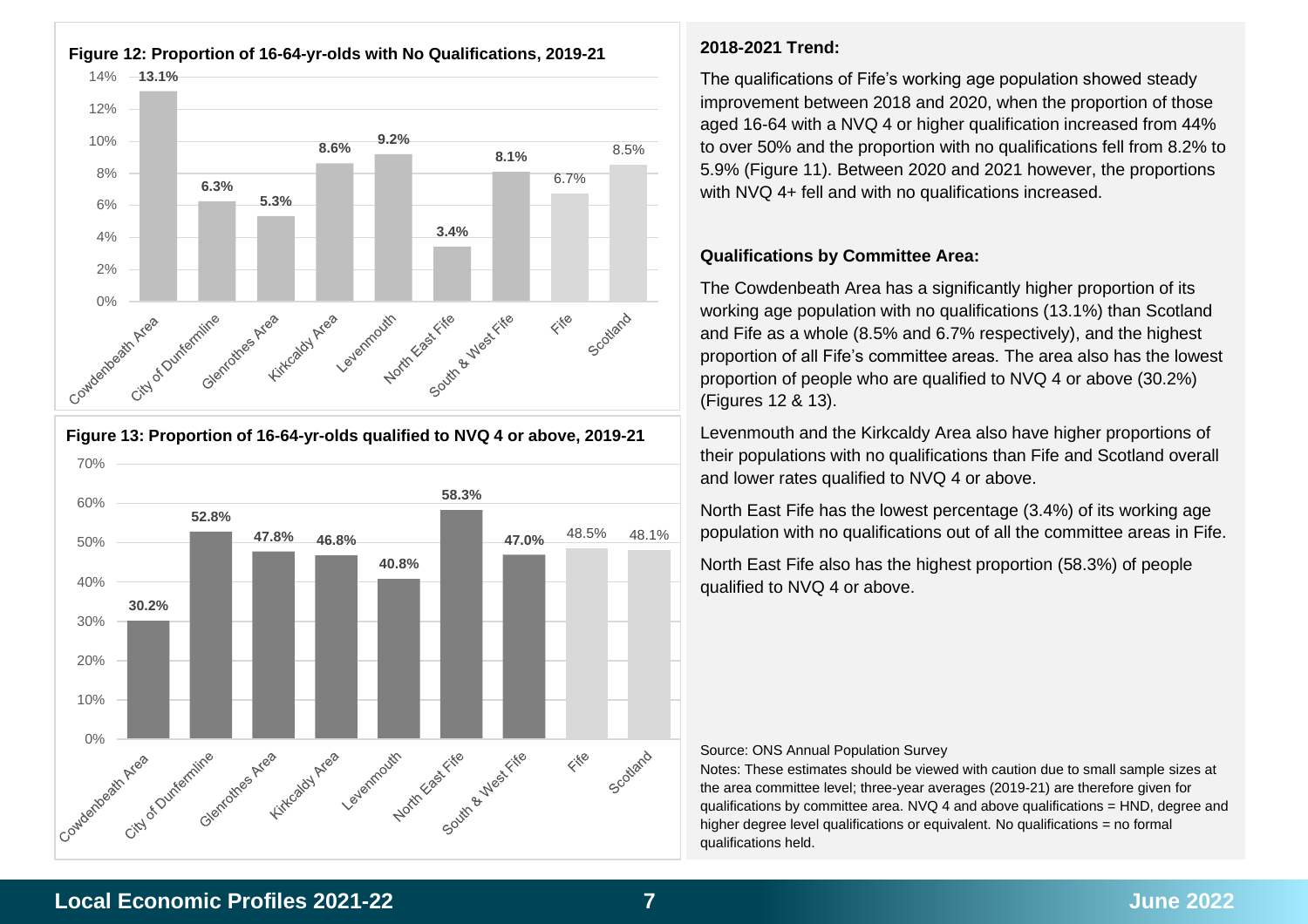**Figure 12: Proportion of 16-64-yr-olds with No Qualifications, 2019-21**

| Area | No Qualifications |
|---|---|
| Cowdenbeath Area | 13.1% |
| City of Dunfermline | 6.3% |
| Glenrothes Area | 5.3% |
| Kirkcaldy Area | 8.6% |
| Levenmouth | 9.2% |
| North East Fife | 3.4% |
| South & West Fife | 8.1% |
| Fife | 6.7% |
| Scotland | 8.5% |

**Figure 13: Proportion of 16-64-yr-olds qualified to NVQ 4 or above, 2019-21**

| Area | NVQ 4 or above |
|---|---|
| Cowdenbeath Area | 30.2% |
| City of Dunfermline | 52.8% |
| Glenrothes Area | 47.8% |
| Kirkcaldy Area | 46.8% |
| Levenmouth | 40.8% |
| North East Fife | 58.3% |
| South & West Fife | 47.0% |
| Fife | 48.5% |
| Scotland | 48.1% |

**2018-2021 Trend:**

The qualifications of Fife's working age population showed steady improvement between 2018 and 2020, when the proportion of those aged 16-64 with a NVQ 4 or higher qualification increased from 44% to over 50% and the proportion with no qualifications fell from 8.2% to 5.9% (Figure 11). Between 2020 and 2021 however, the proportions with NVQ 4+ fell and with no qualifications increased.

**Qualifications by Committee Area:**

The Cowdenbeath Area has a significantly higher proportion of its working age population with no qualifications (13.1%) than Scotland and Fife as a whole (8.5% and 6.7% respectively), and the highest proportion of all Fife's committee areas. The area also has the lowest proportion of people who are qualified to NVQ 4 or above (30.2%) (Figures 12 & 13).

Levenmouth and the Kirkcaldy Area also have higher proportions of their populations with no qualifications than Fife and Scotland overall and lower rates qualified to NVQ 4 or above.

North East Fife has the lowest percentage (3.4%) of its working age population with no qualifications out of all the committee areas in Fife.

North East Fife also has the highest proportion (58.3%) of people qualified to NVQ 4 or above.

Source: ONS Annual Population Survey

Notes: These estimates should be viewed with caution due to small sample sizes at the area committee level; three-year averages (2019-21) are therefore given for qualifications by committee area. NVQ 4 and above qualifications = HND, degree and higher degree level qualifications or equivalent. No qualifications = no formal qualifications held.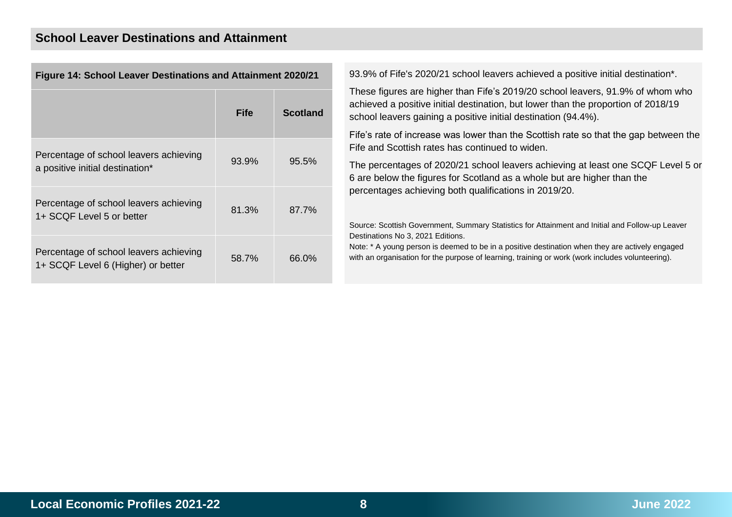## School Leaver Destinations and Attainment

**Figure 14: School Leaver Destinations and Attainment 2020/21**

| | Fife | Scotland |
|---|---|---|
| Percentage of school leavers achieving a positive initial destination* | 93.9% | 95.5% |
| Percentage of school leavers achieving 1+ SCQF Level 5 or better | 81.3% | 87.7% |
| Percentage of school leavers achieving 1+ SCQF Level 6 (Higher) or better | 58.7% | 66.0% |

93.9% of Fife's 2020/21 school leavers achieved a positive initial destination*.

These figures are higher than Fife's 2019/20 school leavers, 91.9% of whom who achieved a positive initial destination, but lower than the proportion of 2018/19 school leavers gaining a positive initial destination (94.4%).

Fife's rate of increase was lower than the Scottish rate so that the gap between the Fife and Scottish rates has continued to widen.

The percentages of 2020/21 school leavers achieving at least one SCQF Level 5 or 6 are below the figures for Scotland as a whole but are higher than the percentages achieving both qualifications in 2019/20.

Source: Scottish Government, Summary Statistics for Attainment and Initial and Follow-up Leaver Destinations No 3, 2021 Editions.
Note: * A young person is deemed to be in a positive destination when they are actively engaged with an organisation for the purpose of learning, training or work (work includes volunteering).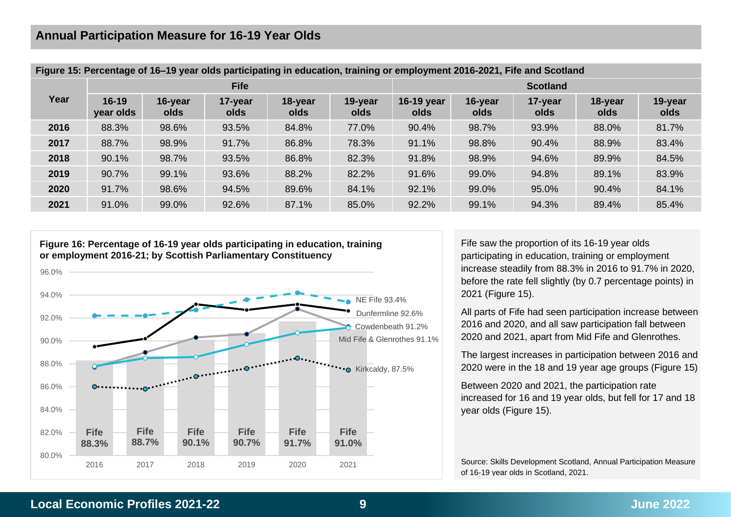## Annual Participation Measure for 16-19 Year Olds

**Figure 15: Percentage of 16–19 year olds participating in education, training or employment 2016-2021, Fife and Scotland**

| Year | Fife | | | | | Scotland | | | | |
|---|---|---|---|---|---|---|---|---|---|---|
| | 16-19 year olds | 16-year olds | 17-year olds | 18-year olds | 19-year olds | 16-19 year olds | 16-year olds | 17-year olds | 18-year olds | 19-year olds |
| **2016** | 88.3% | 98.6% | 93.5% | 84.8% | 77.0% | 90.4% | 98.7% | 93.9% | 88.0% | 81.7% |
| **2017** | 88.7% | 98.9% | 91.7% | 86.8% | 78.3% | 91.1% | 98.8% | 90.4% | 88.9% | 83.4% |
| **2018** | 90.1% | 98.7% | 93.5% | 86.8% | 82.3% | 91.8% | 98.9% | 94.6% | 89.9% | 84.5% |
| **2019** | 90.7% | 99.1% | 93.6% | 88.2% | 82.2% | 91.6% | 99.0% | 94.8% | 89.1% | 83.9% |
| **2020** | 91.7% | 98.6% | 94.5% | 89.6% | 84.1% | 92.1% | 99.0% | 95.0% | 90.4% | 84.1% |
| **2021** | 91.0% | 99.0% | 92.6% | 87.1% | 85.0% | 92.2% | 99.1% | 94.3% | 89.4% | 85.4% |

**Figure 16: Percentage of 16-19 year olds participating in education, training or employment 2016-21; by Scottish Parliamentary Constituency**

| Year | Fife |
|---|---|
| 2016 | 88.3% |
| 2017 | 88.7% |
| 2018 | 90.1% |
| 2019 | 90.7% |
| 2020 | 91.7% |
| 2021 | 91.0% |

2021 values: NE Fife 93.4%; Dunfermline 92.6%; Cowdenbeath 91.2%; Mid Fife & Glenrothes 91.1%; Kirkcaldy, 87.5%

Fife saw the proportion of its 16-19 year olds participating in education, training or employment increase steadily from 88.3% in 2016 to 91.7% in 2020, before the rate fell slightly (by 0.7 percentage points) in 2021 (Figure 15).

All parts of Fife had seen participation increase between 2016 and 2020, and all saw participation fall between 2020 and 2021, apart from Mid Fife and Glenrothes.

The largest increases in participation between 2016 and 2020 were in the 18 and 19 year age groups (Figure 15)

Between 2020 and 2021, the participation rate increased for 16 and 19 year olds, but fell for 17 and 18 year olds (Figure 15).

Source: Skills Development Scotland, Annual Participation Measure of 16-19 year olds in Scotland, 2021.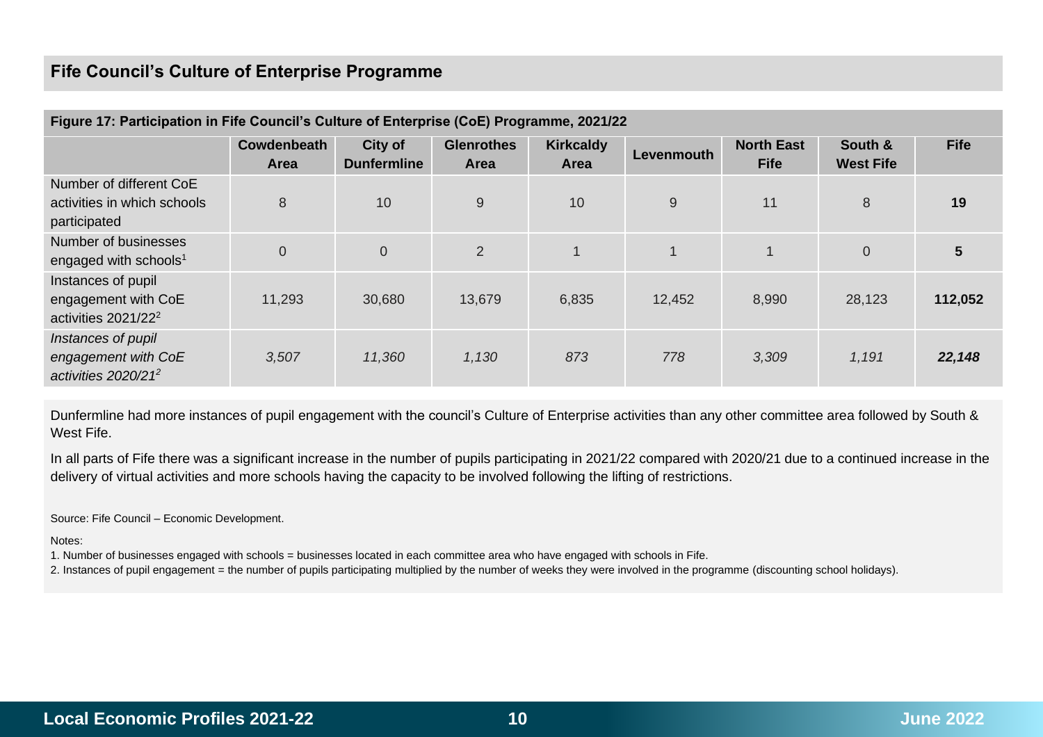## Fife Council's Culture of Enterprise Programme

**Figure 17: Participation in Fife Council's Culture of Enterprise (CoE) Programme, 2021/22**

| | Cowdenbeath Area | City of Dunfermline | Glenrothes Area | Kirkcaldy Area | Levenmouth | North East Fife | South & West Fife | Fife |
|---|---|---|---|---|---|---|---|---|
| Number of different CoE activities in which schools participated | 8 | 10 | 9 | 10 | 9 | 11 | 8 | **19** |
| Number of businesses engaged with schools[1] | 0 | 0 | 2 | 1 | 1 | 1 | 0 | **5** |
| Instances of pupil engagement with CoE activities 2021/22[2] | 11,293 | 30,680 | 13,679 | 6,835 | 12,452 | 8,990 | 28,123 | **112,052** |
| *Instances of pupil engagement with CoE activities 2020/21[2]* | *3,507* | *11,360* | *1,130* | *873* | *778* | *3,309* | *1,191* | ***22,148*** |

Dunfermline had more instances of pupil engagement with the council's Culture of Enterprise activities than any other committee area followed by South & West Fife.

In all parts of Fife there was a significant increase in the number of pupils participating in 2021/22 compared with 2020/21 due to a continued increase in the delivery of virtual activities and more schools having the capacity to be involved following the lifting of restrictions.

Source: Fife Council – Economic Development.

Notes:

1. Number of businesses engaged with schools = businesses located in each committee area who have engaged with schools in Fife.
2. Instances of pupil engagement = the number of pupils participating multiplied by the number of weeks they were involved in the programme (discounting school holidays).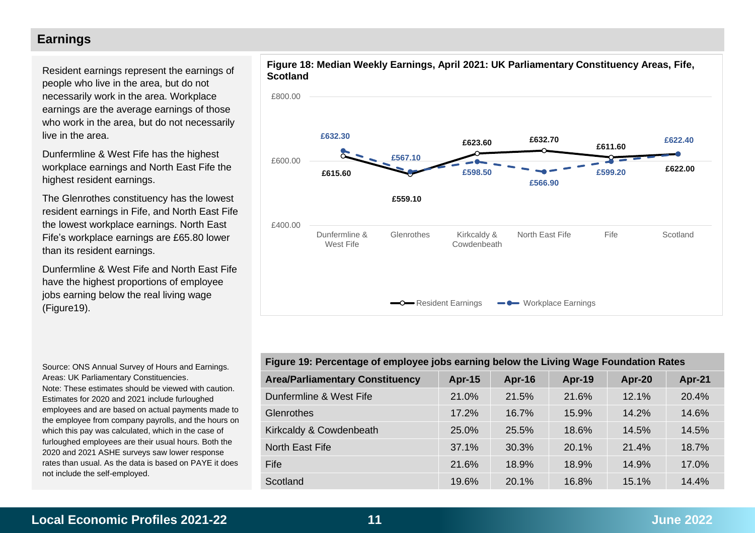## Earnings

Resident earnings represent the earnings of people who live in the area, but do not necessarily work in the area. Workplace earnings are the average earnings of those who work in the area, but do not necessarily live in the area.

Dunfermline & West Fife has the highest workplace earnings and North East Fife the highest resident earnings.

The Glenrothes constituency has the lowest resident earnings in Fife, and North East Fife the lowest workplace earnings. North East Fife's workplace earnings are £65.80 lower than its resident earnings.

Dunfermline & West Fife and North East Fife have the highest proportions of employee jobs earning below the real living wage (Figure19).

**Figure 18: Median Weekly Earnings, April 2021: UK Parliamentary Constituency Areas, Fife, Scotland**

| Area | Resident Earnings | Workplace Earnings |
|---|---|---|
| Dunfermline & West Fife | £615.60 | £632.30 |
| Glenrothes | £559.10 | £567.10 |
| Kirkcaldy & Cowdenbeath | £623.60 | £598.50 |
| North East Fife | £632.70 | £566.90 |
| Fife | £611.60 | £599.20 |
| Scotland | £622.00 | £622.40 |

Source: ONS Annual Survey of Hours and Earnings.
Areas: UK Parliamentary Constituencies.
Note: These estimates should be viewed with caution. Estimates for 2020 and 2021 include furloughed employees and are based on actual payments made to the employee from company payrolls, and the hours on which this pay was calculated, which in the case of furloughed employees are their usual hours. Both the 2020 and 2021 ASHE surveys saw lower response rates than usual. As the data is based on PAYE it does not include the self-employed.

**Figure 19: Percentage of employee jobs earning below the Living Wage Foundation Rates**

| Area/Parliamentary Constituency | Apr-15 | Apr-16 | Apr-19 | Apr-20 | Apr-21 |
|---|---|---|---|---|---|
| Dunfermline & West Fife | 21.0% | 21.5% | 21.6% | 12.1% | 20.4% |
| Glenrothes | 17.2% | 16.7% | 15.9% | 14.2% | 14.6% |
| Kirkcaldy & Cowdenbeath | 25.0% | 25.5% | 18.6% | 14.5% | 14.5% |
| North East Fife | 37.1% | 30.3% | 20.1% | 21.4% | 18.7% |
| Fife | 21.6% | 18.9% | 18.9% | 14.9% | 17.0% |
| Scotland | 19.6% | 20.1% | 16.8% | 15.1% | 14.4% |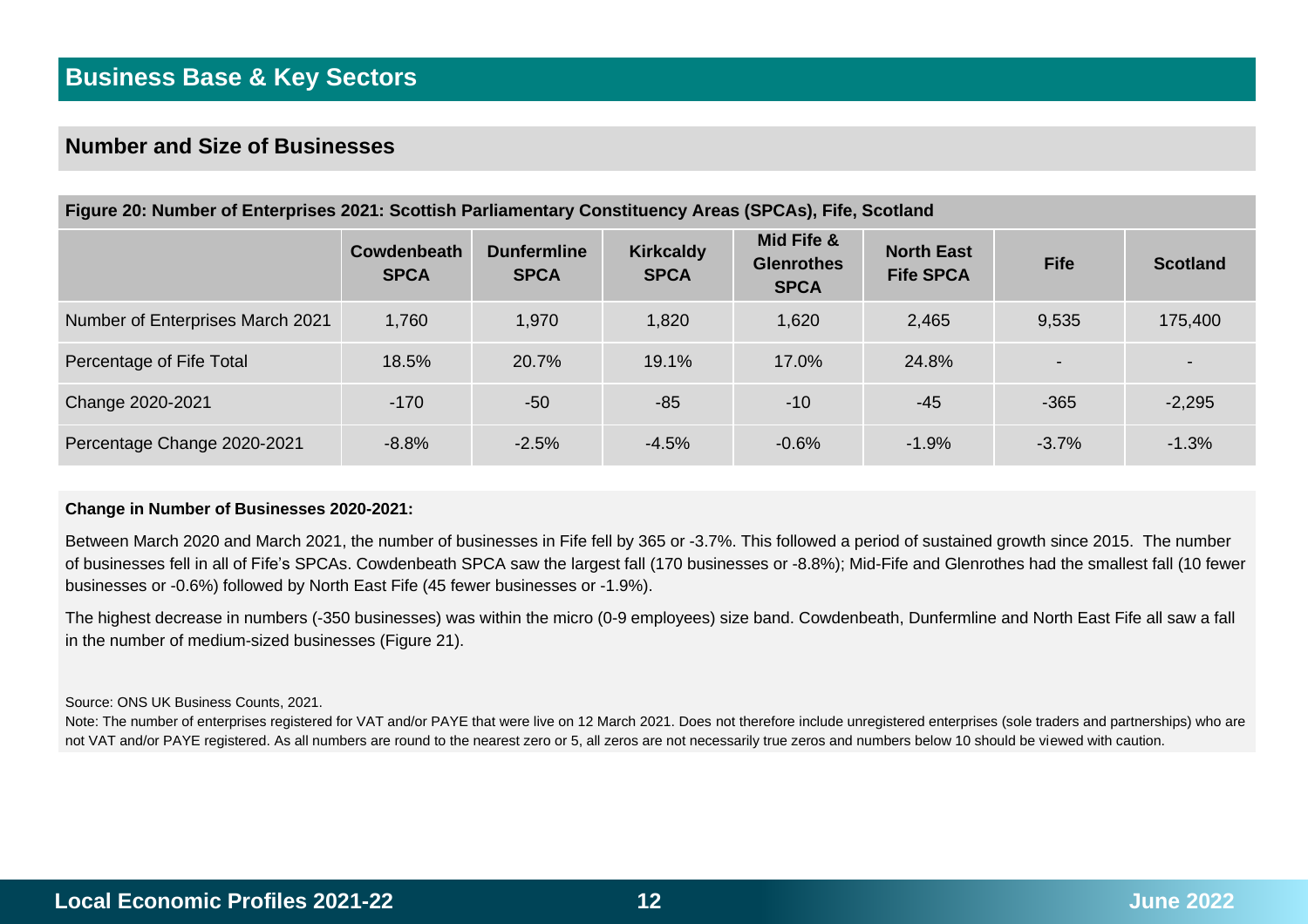# Business Base & Key Sectors

## Number and Size of Businesses

**Figure 20: Number of Enterprises 2021: Scottish Parliamentary Constituency Areas (SPCAs), Fife, Scotland**

| | Cowdenbeath SPCA | Dunfermline SPCA | Kirkcaldy SPCA | Mid Fife & Glenrothes SPCA | North East Fife SPCA | Fife | Scotland |
|---|---|---|---|---|---|---|---|
| Number of Enterprises March 2021 | 1,760 | 1,970 | 1,820 | 1,620 | 2,465 | 9,535 | 175,400 |
| Percentage of Fife Total | 18.5% | 20.7% | 19.1% | 17.0% | 24.8% | - | - |
| Change 2020-2021 | -170 | -50 | -85 | -10 | -45 | -365 | -2,295 |
| Percentage Change 2020-2021 | -8.8% | -2.5% | -4.5% | -0.6% | -1.9% | -3.7% | -1.3% |

**Change in Number of Businesses 2020-2021:**

Between March 2020 and March 2021, the number of businesses in Fife fell by 365 or -3.7%. This followed a period of sustained growth since 2015. The number of businesses fell in all of Fife's SPCAs. Cowdenbeath SPCA saw the largest fall (170 businesses or -8.8%); Mid-Fife and Glenrothes had the smallest fall (10 fewer businesses or -0.6%) followed by North East Fife (45 fewer businesses or -1.9%).

The highest decrease in numbers (-350 businesses) was within the micro (0-9 employees) size band. Cowdenbeath, Dunfermline and North East Fife all saw a fall in the number of medium-sized businesses (Figure 21).

Source: ONS UK Business Counts, 2021.

Note: The number of enterprises registered for VAT and/or PAYE that were live on 12 March 2021. Does not therefore include unregistered enterprises (sole traders and partnerships) who are not VAT and/or PAYE registered. As all numbers are round to the nearest zero or 5, all zeros are not necessarily true zeros and numbers below 10 should be viewed with caution.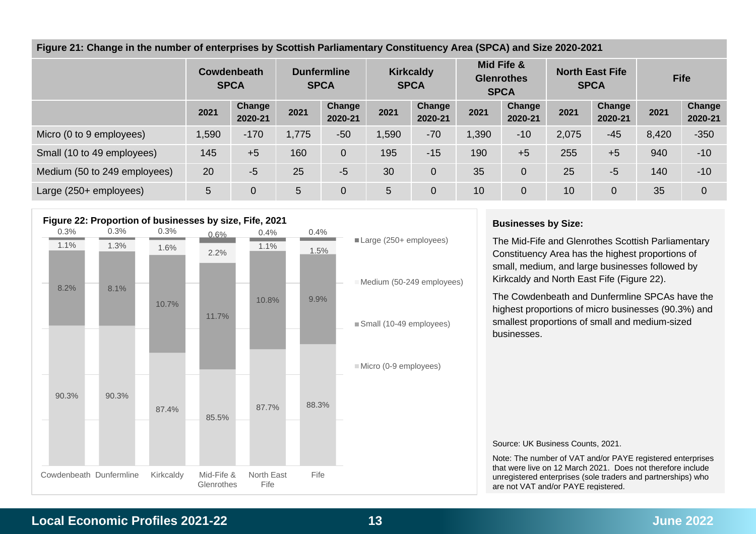**Figure 21: Change in the number of enterprises by Scottish Parliamentary Constituency Area (SPCA) and Size 2020-2021**

| | Cowdenbeath SPCA | | Dunfermline SPCA | | Kirkcaldy SPCA | | Mid Fife & Glenrothes SPCA | | North East Fife SPCA | | Fife | |
|---|---|---|---|---|---|---|---|---|---|---|---|---|
| | 2021 | Change 2020-21 | 2021 | Change 2020-21 | 2021 | Change 2020-21 | 2021 | Change 2020-21 | 2021 | Change 2020-21 | 2021 | Change 2020-21 |
| Micro (0 to 9 employees) | 1,590 | -170 | 1,775 | -50 | 1,590 | -70 | 1,390 | -10 | 2,075 | -45 | 8,420 | -350 |
| Small (10 to 49 employees) | 145 | +5 | 160 | 0 | 195 | -15 | 190 | +5 | 255 | +5 | 940 | -10 |
| Medium (50 to 249 employees) | 20 | -5 | 25 | -5 | 30 | 0 | 35 | 0 | 25 | -5 | 140 | -10 |
| Large (250+ employees) | 5 | 0 | 5 | 0 | 5 | 0 | 10 | 0 | 10 | 0 | 35 | 0 |

**Figure 22: Proportion of businesses by size, Fife, 2021**

| | Cowdenbeath | Dunfermline | Kirkcaldy | Mid-Fife & Glenrothes | North East Fife | Fife |
|---|---|---|---|---|---|---|
| Large (250+ employees) | 0.3% | 0.3% | 0.3% | 0.6% | 0.4% | 0.4% |
| Medium (50-249 employees) | 1.1% | 1.3% | 1.6% | 2.2% | 1.1% | 1.5% |
| Small (10-49 employees) | 8.2% | 8.1% | 10.7% | 11.7% | 10.8% | 9.9% |
| Micro (0-9 employees) | 90.3% | 90.3% | 87.4% | 85.5% | 87.7% | 88.3% |

**Businesses by Size:**

The Mid-Fife and Glenrothes Scottish Parliamentary Constituency Area has the highest proportions of small, medium, and large businesses followed by Kirkcaldy and North East Fife (Figure 22).

The Cowdenbeath and Dunfermline SPCAs have the highest proportions of micro businesses (90.3%) and smallest proportions of small and medium-sized businesses.

Source: UK Business Counts, 2021.

Note: The number of VAT and/or PAYE registered enterprises that were live on 12 March 2021. Does not therefore include unregistered enterprises (sole traders and partnerships) who are not VAT and/or PAYE registered.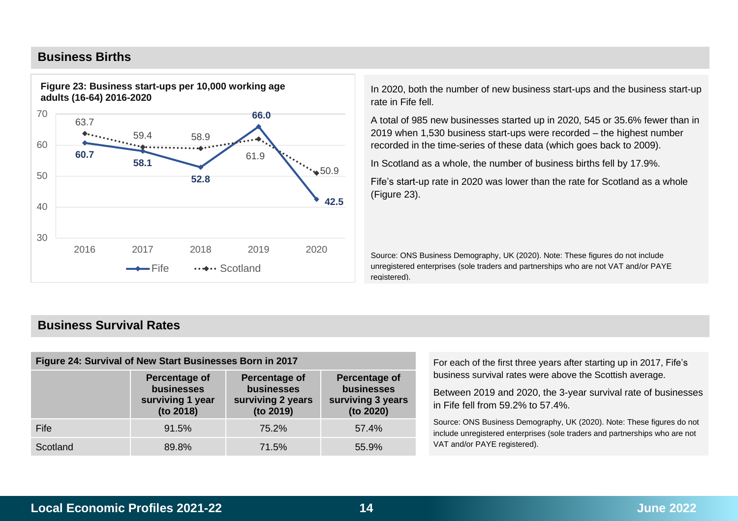## Business Births

**Figure 23: Business start-ups per 10,000 working age adults (16-64) 2016-2020**

| | 2016 | 2017 | 2018 | 2019 | 2020 |
|---|---|---|---|---|---|
| Fife | 60.7 | 58.1 | 52.8 | 66.0 | 42.5 |
| Scotland | 63.7 | 59.4 | 58.9 | 61.9 | 50.9 |

In 2020, both the number of new business start-ups and the business start-up rate in Fife fell.

A total of 985 new businesses started up in 2020, 545 or 35.6% fewer than in 2019 when 1,530 business start-ups were recorded – the highest number recorded in the time-series of these data (which goes back to 2009).

In Scotland as a whole, the number of business births fell by 17.9%.

Fife's start-up rate in 2020 was lower than the rate for Scotland as a whole (Figure 23).

Source: ONS Business Demography, UK (2020). Note: These figures do not include unregistered enterprises (sole traders and partnerships who are not VAT and/or PAYE registered).

## Business Survival Rates

**Figure 24: Survival of New Start Businesses Born in 2017**

| | Percentage of businesses surviving 1 year (to 2018) | Percentage of businesses surviving 2 years (to 2019) | Percentage of businesses surviving 3 years (to 2020) |
|---|---|---|---|
| Fife | 91.5% | 75.2% | 57.4% |
| Scotland | 89.8% | 71.5% | 55.9% |

For each of the first three years after starting up in 2017, Fife's business survival rates were above the Scottish average.

Between 2019 and 2020, the 3-year survival rate of businesses in Fife fell from 59.2% to 57.4%.

Source: ONS Business Demography, UK (2020). Note: These figures do not include unregistered enterprises (sole traders and partnerships who are not VAT and/or PAYE registered).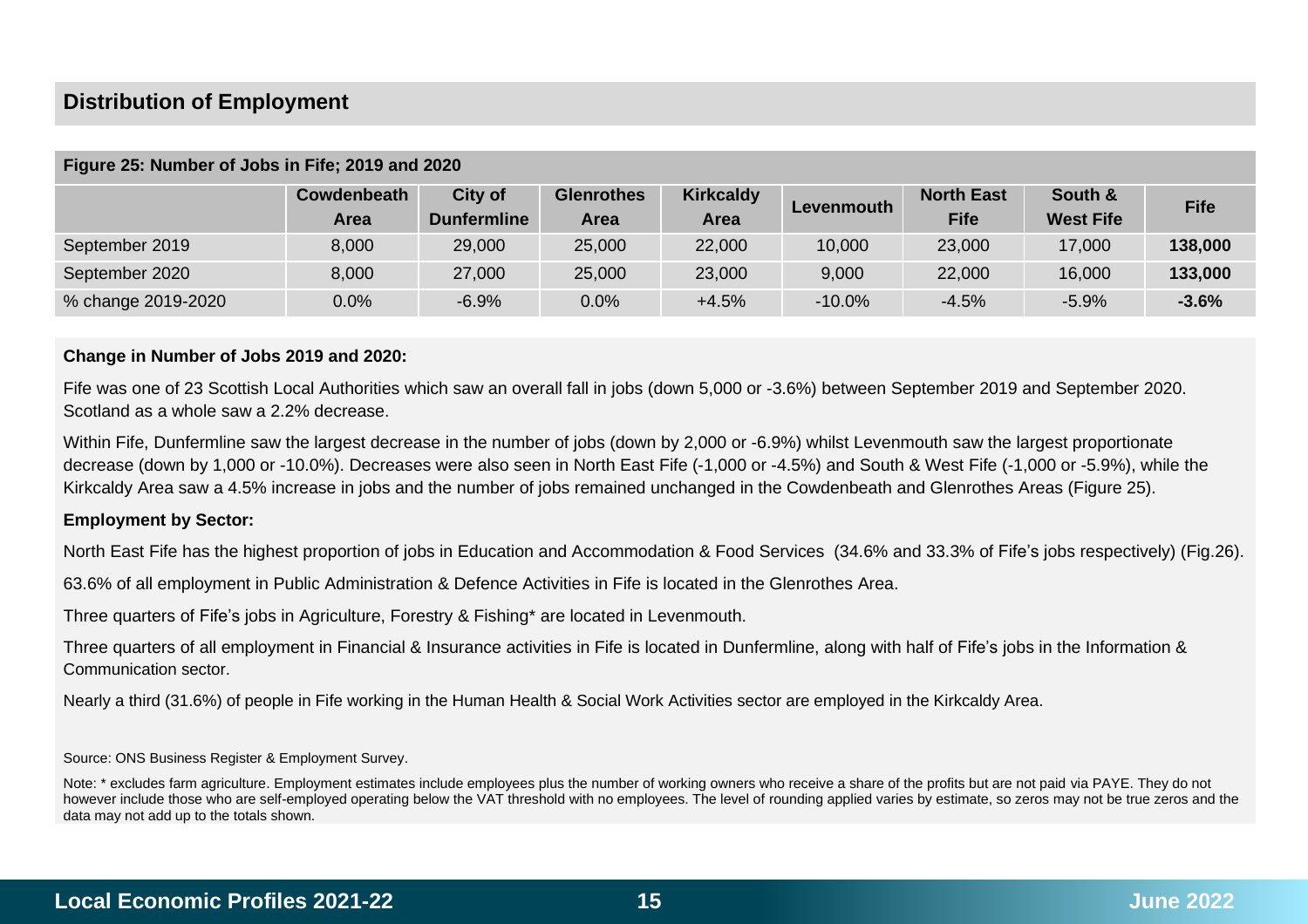## Distribution of Employment

**Figure 25: Number of Jobs in Fife; 2019 and 2020**

| | Cowdenbeath Area | City of Dunfermline | Glenrothes Area | Kirkcaldy Area | Levenmouth | North East Fife | South & West Fife | Fife |
|---|---|---|---|---|---|---|---|---|
| September 2019 | 8,000 | 29,000 | 25,000 | 22,000 | 10,000 | 23,000 | 17,000 | **138,000** |
| September 2020 | 8,000 | 27,000 | 25,000 | 23,000 | 9,000 | 22,000 | 16,000 | **133,000** |
| % change 2019-2020 | 0.0% | -6.9% | 0.0% | +4.5% | -10.0% | -4.5% | -5.9% | **-3.6%** |

**Change in Number of Jobs 2019 and 2020:**

Fife was one of 23 Scottish Local Authorities which saw an overall fall in jobs (down 5,000 or -3.6%) between September 2019 and September 2020. Scotland as a whole saw a 2.2% decrease.

Within Fife, Dunfermline saw the largest decrease in the number of jobs (down by 2,000 or -6.9%) whilst Levenmouth saw the largest proportionate decrease (down by 1,000 or -10.0%). Decreases were also seen in North East Fife (-1,000 or -4.5%) and South & West Fife (-1,000 or -5.9%), while the Kirkcaldy Area saw a 4.5% increase in jobs and the number of jobs remained unchanged in the Cowdenbeath and Glenrothes Areas (Figure 25).

**Employment by Sector:**

North East Fife has the highest proportion of jobs in Education and Accommodation & Food Services (34.6% and 33.3% of Fife's jobs respectively) (Fig.26).

63.6% of all employment in Public Administration & Defence Activities in Fife is located in the Glenrothes Area.

Three quarters of Fife's jobs in Agriculture, Forestry & Fishing* are located in Levenmouth.

Three quarters of all employment in Financial & Insurance activities in Fife is located in Dunfermline, along with half of Fife's jobs in the Information & Communication sector.

Nearly a third (31.6%) of people in Fife working in the Human Health & Social Work Activities sector are employed in the Kirkcaldy Area.

Source: ONS Business Register & Employment Survey.

Note: * excludes farm agriculture. Employment estimates include employees plus the number of working owners who receive a share of the profits but are not paid via PAYE. They do not however include those who are self-employed operating below the VAT threshold with no employees. The level of rounding applied varies by estimate, so zeros may not be true zeros and the data may not add up to the totals shown.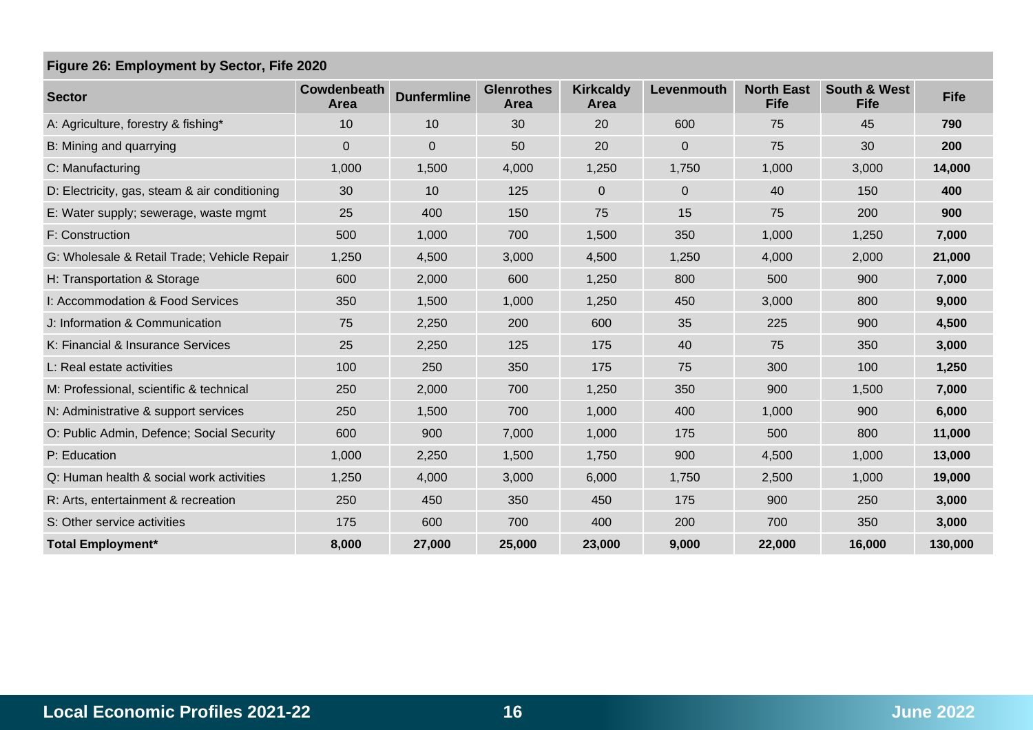**Figure 26: Employment by Sector, Fife 2020**

| Sector | Cowdenbeath Area | Dunfermline | Glenrothes Area | Kirkcaldy Area | Levenmouth | North East Fife | South & West Fife | Fife |
|---|---|---|---|---|---|---|---|---|
| A: Agriculture, forestry & fishing* | 10 | 10 | 30 | 20 | 600 | 75 | 45 | **790** |
| B: Mining and quarrying | 0 | 0 | 50 | 20 | 0 | 75 | 30 | **200** |
| C: Manufacturing | 1,000 | 1,500 | 4,000 | 1,250 | 1,750 | 1,000 | 3,000 | **14,000** |
| D: Electricity, gas, steam & air conditioning | 30 | 10 | 125 | 0 | 0 | 40 | 150 | **400** |
| E: Water supply; sewerage, waste mgmt | 25 | 400 | 150 | 75 | 15 | 75 | 200 | **900** |
| F: Construction | 500 | 1,000 | 700 | 1,500 | 350 | 1,000 | 1,250 | **7,000** |
| G: Wholesale & Retail Trade; Vehicle Repair | 1,250 | 4,500 | 3,000 | 4,500 | 1,250 | 4,000 | 2,000 | **21,000** |
| H: Transportation & Storage | 600 | 2,000 | 600 | 1,250 | 800 | 500 | 900 | **7,000** |
| I: Accommodation & Food Services | 350 | 1,500 | 1,000 | 1,250 | 450 | 3,000 | 800 | **9,000** |
| J: Information & Communication | 75 | 2,250 | 200 | 600 | 35 | 225 | 900 | **4,500** |
| K: Financial & Insurance Services | 25 | 2,250 | 125 | 175 | 40 | 75 | 350 | **3,000** |
| L: Real estate activities | 100 | 250 | 350 | 175 | 75 | 300 | 100 | **1,250** |
| M: Professional, scientific & technical | 250 | 2,000 | 700 | 1,250 | 350 | 900 | 1,500 | **7,000** |
| N: Administrative & support services | 250 | 1,500 | 700 | 1,000 | 400 | 1,000 | 900 | **6,000** |
| O: Public Admin, Defence; Social Security | 600 | 900 | 7,000 | 1,000 | 175 | 500 | 800 | **11,000** |
| P: Education | 1,000 | 2,250 | 1,500 | 1,750 | 900 | 4,500 | 1,000 | **13,000** |
| Q: Human health & social work activities | 1,250 | 4,000 | 3,000 | 6,000 | 1,750 | 2,500 | 1,000 | **19,000** |
| R: Arts, entertainment & recreation | 250 | 450 | 350 | 450 | 175 | 900 | 250 | **3,000** |
| S: Other service activities | 175 | 600 | 700 | 400 | 200 | 700 | 350 | **3,000** |
| **Total Employment*** | **8,000** | **27,000** | **25,000** | **23,000** | **9,000** | **22,000** | **16,000** | **130,000** |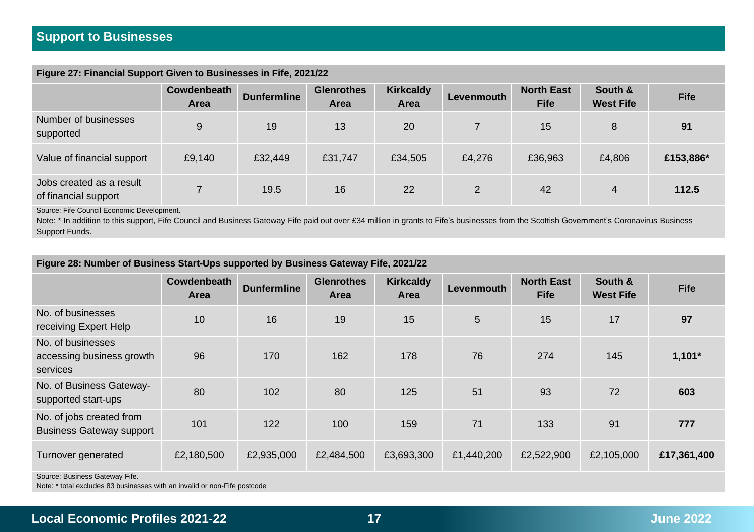## Support to Businesses

**Figure 27: Financial Support Given to Businesses in Fife, 2021/22**

| | Cowdenbeath Area | Dunfermline | Glenrothes Area | Kirkcaldy Area | Levenmouth | North East Fife | South & West Fife | Fife |
|---|---|---|---|---|---|---|---|---|
| Number of businesses supported | 9 | 19 | 13 | 20 | 7 | 15 | 8 | **91** |
| Value of financial support | £9,140 | £32,449 | £31,747 | £34,505 | £4,276 | £36,963 | £4,806 | **£153,886*** |
| Jobs created as a result of financial support | 7 | 19.5 | 16 | 22 | 2 | 42 | 4 | **112.5** |

Source: Fife Council Economic Development.

Note: * In addition to this support, Fife Council and Business Gateway Fife paid out over £34 million in grants to Fife's businesses from the Scottish Government's Coronavirus Business Support Funds.

**Figure 28: Number of Business Start-Ups supported by Business Gateway Fife, 2021/22**

| | Cowdenbeath Area | Dunfermline | Glenrothes Area | Kirkcaldy Area | Levenmouth | North East Fife | South & West Fife | Fife |
|---|---|---|---|---|---|---|---|---|
| No. of businesses receiving Expert Help | 10 | 16 | 19 | 15 | 5 | 15 | 17 | **97** |
| No. of businesses accessing business growth services | 96 | 170 | 162 | 178 | 76 | 274 | 145 | **1,101*** |
| No. of Business Gateway-supported start-ups | 80 | 102 | 80 | 125 | 51 | 93 | 72 | **603** |
| No. of jobs created from Business Gateway support | 101 | 122 | 100 | 159 | 71 | 133 | 91 | **777** |
| Turnover generated | £2,180,500 | £2,935,000 | £2,484,500 | £3,693,300 | £1,440,200 | £2,522,900 | £2,105,000 | **£17,361,400** |

Source: Business Gateway Fife.

Note: * total excludes 83 businesses with an invalid or non-Fife postcode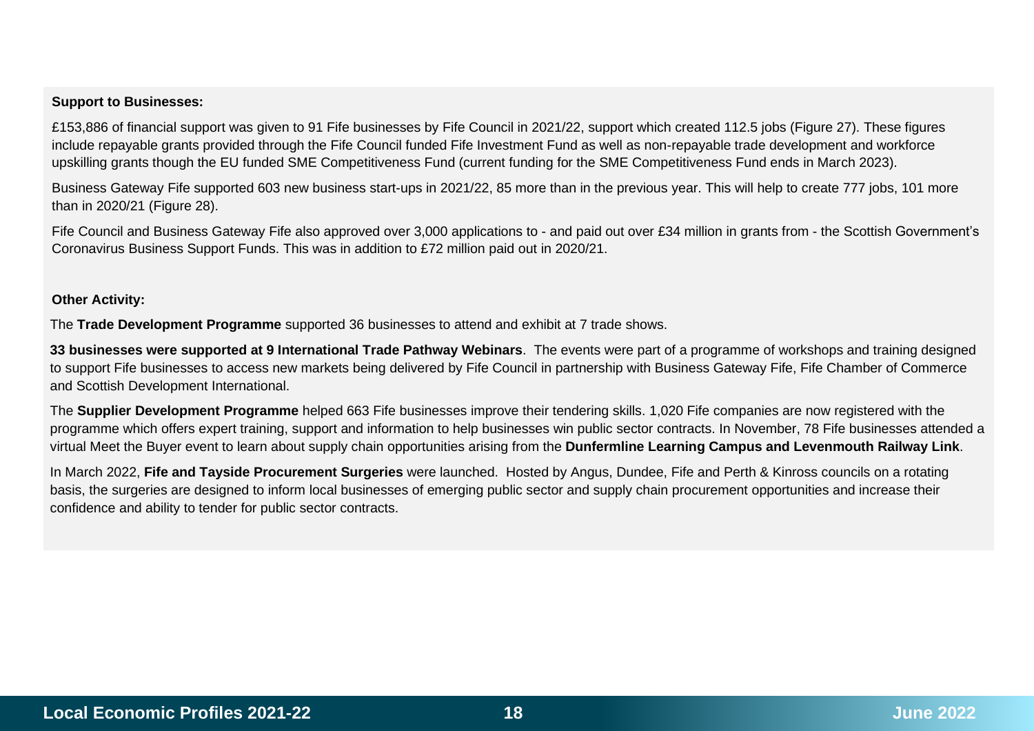**Support to Businesses:**

£153,886 of financial support was given to 91 Fife businesses by Fife Council in 2021/22, support which created 112.5 jobs (Figure 27). These figures include repayable grants provided through the Fife Council funded Fife Investment Fund as well as non-repayable trade development and workforce upskilling grants though the EU funded SME Competitiveness Fund (current funding for the SME Competitiveness Fund ends in March 2023).

Business Gateway Fife supported 603 new business start-ups in 2021/22, 85 more than in the previous year. This will help to create 777 jobs, 101 more than in 2020/21 (Figure 28).

Fife Council and Business Gateway Fife also approved over 3,000 applications to - and paid out over £34 million in grants from - the Scottish Government's Coronavirus Business Support Funds. This was in addition to £72 million paid out in 2020/21.

**Other Activity:**

The **Trade Development Programme** supported 36 businesses to attend and exhibit at 7 trade shows.

**33 businesses were supported at 9 International Trade Pathway Webinars**. The events were part of a programme of workshops and training designed to support Fife businesses to access new markets being delivered by Fife Council in partnership with Business Gateway Fife, Fife Chamber of Commerce and Scottish Development International.

The **Supplier Development Programme** helped 663 Fife businesses improve their tendering skills. 1,020 Fife companies are now registered with the programme which offers expert training, support and information to help businesses win public sector contracts. In November, 78 Fife businesses attended a virtual Meet the Buyer event to learn about supply chain opportunities arising from the **Dunfermline Learning Campus and Levenmouth Railway Link**.

In March 2022, **Fife and Tayside Procurement Surgeries** were launched. Hosted by Angus, Dundee, Fife and Perth & Kinross councils on a rotating basis, the surgeries are designed to inform local businesses of emerging public sector and supply chain procurement opportunities and increase their confidence and ability to tender for public sector contracts.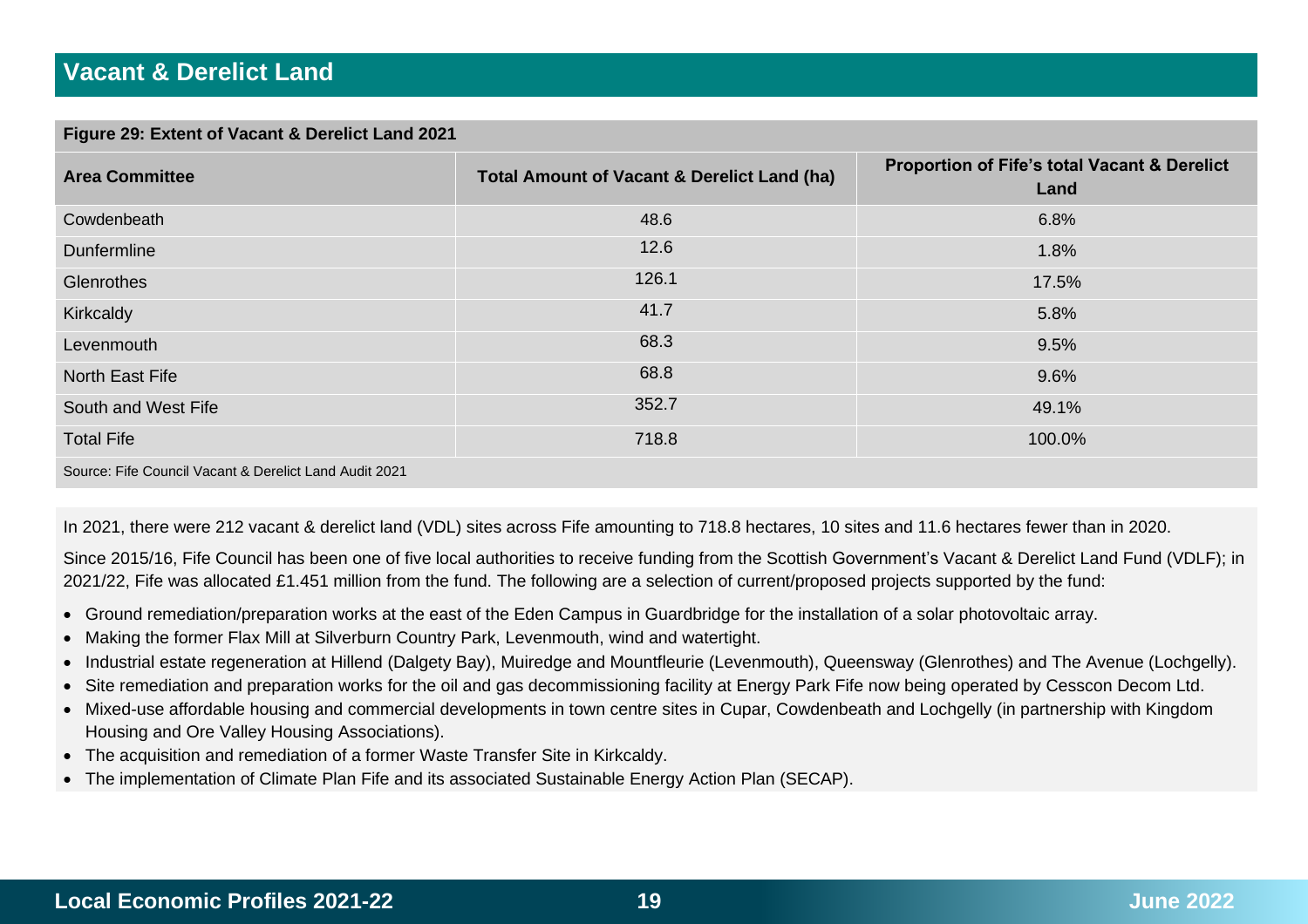# Vacant & Derelict Land

**Figure 29: Extent of Vacant & Derelict Land 2021**

| Area Committee | Total Amount of Vacant & Derelict Land (ha) | Proportion of Fife's total Vacant & Derelict Land |
|---|---|---|
| Cowdenbeath | 48.6 | 6.8% |
| Dunfermline | 12.6 | 1.8% |
| Glenrothes | 126.1 | 17.5% |
| Kirkcaldy | 41.7 | 5.8% |
| Levenmouth | 68.3 | 9.5% |
| North East Fife | 68.8 | 9.6% |
| South and West Fife | 352.7 | 49.1% |
| Total Fife | 718.8 | 100.0% |

Source: Fife Council Vacant & Derelict Land Audit 2021

In 2021, there were 212 vacant & derelict land (VDL) sites across Fife amounting to 718.8 hectares, 10 sites and 11.6 hectares fewer than in 2020.

Since 2015/16, Fife Council has been one of five local authorities to receive funding from the Scottish Government's Vacant & Derelict Land Fund (VDLF); in 2021/22, Fife was allocated £1.451 million from the fund. The following are a selection of current/proposed projects supported by the fund:

- Ground remediation/preparation works at the east of the Eden Campus in Guardbridge for the installation of a solar photovoltaic array.
- Making the former Flax Mill at Silverburn Country Park, Levenmouth, wind and watertight.
- Industrial estate regeneration at Hillend (Dalgety Bay), Muiredge and Mountfleurie (Levenmouth), Queensway (Glenrothes) and The Avenue (Lochgelly).
- Site remediation and preparation works for the oil and gas decommissioning facility at Energy Park Fife now being operated by Cesscon Decom Ltd.
- Mixed-use affordable housing and commercial developments in town centre sites in Cupar, Cowdenbeath and Lochgelly (in partnership with Kingdom Housing and Ore Valley Housing Associations).
- The acquisition and remediation of a former Waste Transfer Site in Kirkcaldy.
- The implementation of Climate Plan Fife and its associated Sustainable Energy Action Plan (SECAP).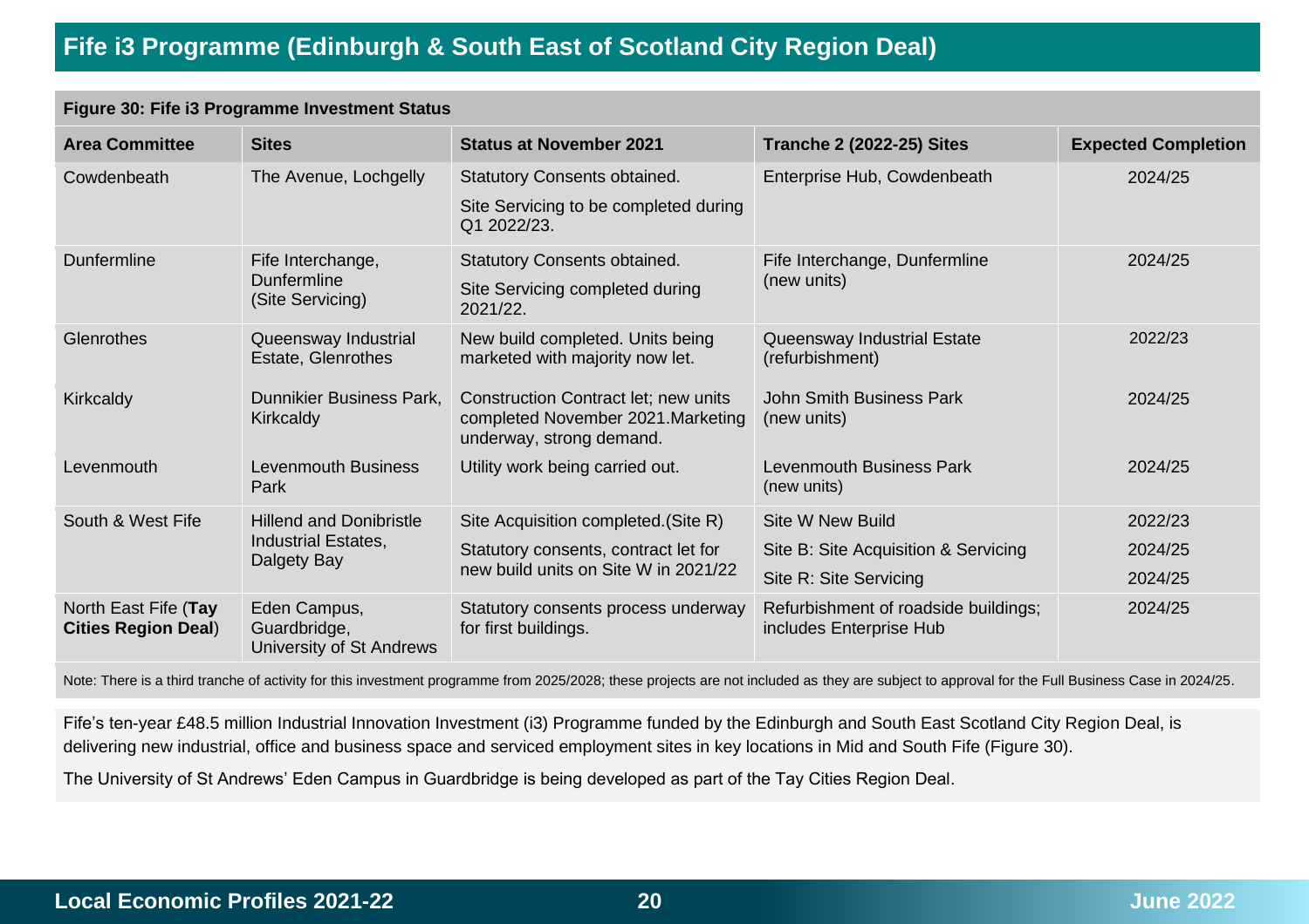# Fife i3 Programme (Edinburgh & South East of Scotland City Region Deal)

**Figure 30: Fife i3 Programme Investment Status**

| Area Committee | Sites | Status at November 2021 | Tranche 2 (2022-25) Sites | Expected Completion |
|---|---|---|---|---|
| Cowdenbeath | The Avenue, Lochgelly | Statutory Consents obtained.<br>Site Servicing to be completed during Q1 2022/23. | Enterprise Hub, Cowdenbeath | 2024/25 |
| Dunfermline | Fife Interchange, Dunfermline (Site Servicing) | Statutory Consents obtained.<br>Site Servicing completed during 2021/22. | Fife Interchange, Dunfermline (new units) | 2024/25 |
| Glenrothes | Queensway Industrial Estate, Glenrothes | New build completed. Units being marketed with majority now let. | Queensway Industrial Estate (refurbishment) | 2022/23 |
| Kirkcaldy | Dunnikier Business Park, Kirkcaldy | Construction Contract let; new units completed November 2021.Marketing underway, strong demand. | John Smith Business Park (new units) | 2024/25 |
| Levenmouth | Levenmouth Business Park | Utility work being carried out. | Levenmouth Business Park (new units) | 2024/25 |
| South & West Fife | Hillend and Donibristle Industrial Estates, Dalgety Bay | Site Acquisition completed.(Site R)<br>Statutory consents, contract let for new build units on Site W in 2021/22 | Site W New Build<br>Site B: Site Acquisition & Servicing<br>Site R: Site Servicing | 2022/23<br>2024/25<br>2024/25 |
| North East Fife (**Tay Cities Region Deal**) | Eden Campus, Guardbridge, University of St Andrews | Statutory consents process underway for first buildings. | Refurbishment of roadside buildings; includes Enterprise Hub | 2024/25 |

Note: There is a third tranche of activity for this investment programme from 2025/2028; these projects are not included as they are subject to approval for the Full Business Case in 2024/25.

Fife's ten-year £48.5 million Industrial Innovation Investment (i3) Programme funded by the Edinburgh and South East Scotland City Region Deal, is delivering new industrial, office and business space and serviced employment sites in key locations in Mid and South Fife (Figure 30).

The University of St Andrews' Eden Campus in Guardbridge is being developed as part of the Tay Cities Region Deal.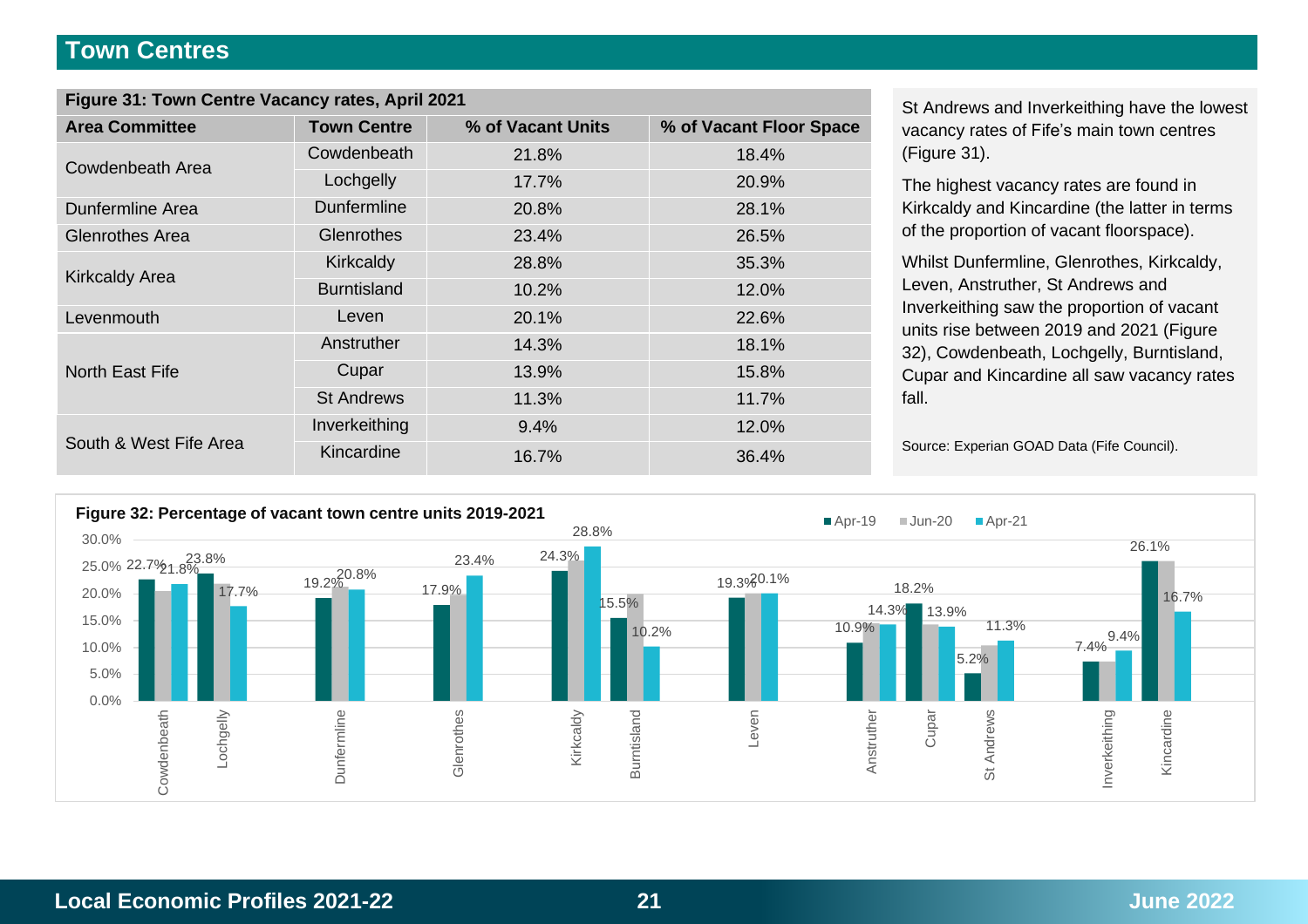## Town Centres

**Figure 31: Town Centre Vacancy rates, April 2021**

| Area Committee | Town Centre | % of Vacant Units | % of Vacant Floor Space |
|---|---|---|---|
| Cowdenbeath Area | Cowdenbeath | 21.8% | 18.4% |
| | Lochgelly | 17.7% | 20.9% |
| Dunfermline Area | Dunfermline | 20.8% | 28.1% |
| Glenrothes Area | Glenrothes | 23.4% | 26.5% |
| Kirkcaldy Area | Kirkcaldy | 28.8% | 35.3% |
| | Burntisland | 10.2% | 12.0% |
| Levenmouth | Leven | 20.1% | 22.6% |
| North East Fife | Anstruther | 14.3% | 18.1% |
| | Cupar | 13.9% | 15.8% |
| | St Andrews | 11.3% | 11.7% |
| South & West Fife Area | Inverkeithing | 9.4% | 12.0% |
| | Kincardine | 16.7% | 36.4% |

St Andrews and Inverkeithing have the lowest vacancy rates of Fife's main town centres (Figure 31).

The highest vacancy rates are found in Kirkcaldy and Kincardine (the latter in terms of the proportion of vacant floorspace).

Whilst Dunfermline, Glenrothes, Kirkcaldy, Leven, Anstruther, St Andrews and Inverkeithing saw the proportion of vacant units rise between 2019 and 2021 (Figure 32), Cowdenbeath, Lochgelly, Burntisland, Cupar and Kincardine all saw vacancy rates fall.

Source: Experian GOAD Data (Fife Council).

**Figure 32: Percentage of vacant town centre units 2019-2021**

| Town Centre | Apr-19 | Apr-21 |
|---|---|---|
| Cowdenbeath | 22.7% | 21.8% |
| Lochgelly | 23.8% | 17.7% |
| Dunfermline | 19.2% | 20.8% |
| Glenrothes | 17.9% | 23.4% |
| Kirkcaldy | 24.3% | 28.8% |
| Burntisland | 15.5% | 10.2% |
| Leven | 19.3% | 20.1% |
| Anstruther | 10.9% | 14.3% |
| Cupar | 18.2% | 13.9% |
| St Andrews | 5.2% | 11.3% |
| Inverkeithing | 7.4% | 9.4% |
| Kincardine | 26.1% | 16.7% |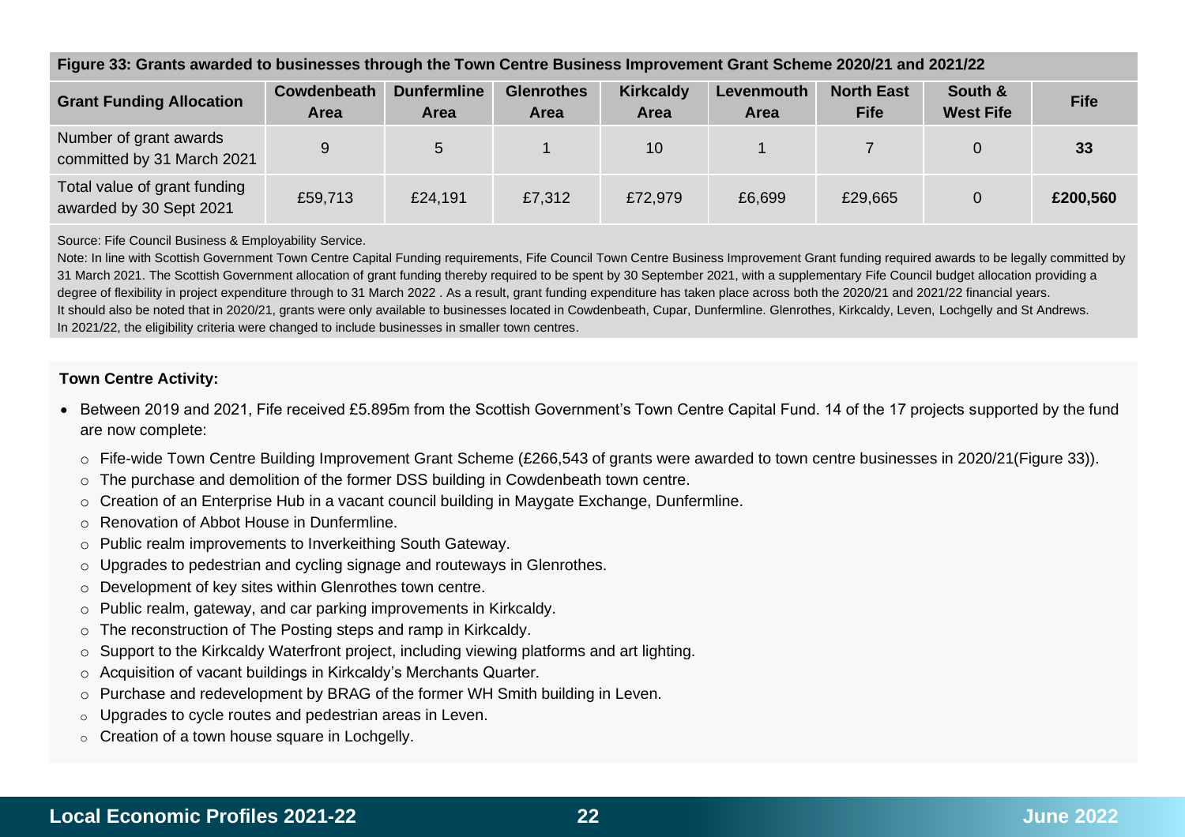**Figure 33: Grants awarded to businesses through the Town Centre Business Improvement Grant Scheme 2020/21 and 2021/22**

| Grant Funding Allocation | Cowdenbeath Area | Dunfermline Area | Glenrothes Area | Kirkcaldy Area | Levenmouth Area | North East Fife | South & West Fife | Fife |
|---|---|---|---|---|---|---|---|---|
| Number of grant awards committed by 31 March 2021 | 9 | 5 | 1 | 10 | 1 | 7 | 0 | **33** |
| Total value of grant funding awarded by 30 Sept 2021 | £59,713 | £24,191 | £7,312 | £72,979 | £6,699 | £29,665 | 0 | **£200,560** |

Source: Fife Council Business & Employability Service.

Note: In line with Scottish Government Town Centre Capital Funding requirements, Fife Council Town Centre Business Improvement Grant funding required awards to be legally committed by 31 March 2021. The Scottish Government allocation of grant funding thereby required to be spent by 30 September 2021, with a supplementary Fife Council budget allocation providing a degree of flexibility in project expenditure through to 31 March 2022 . As a result, grant funding expenditure has taken place across both the 2020/21 and 2021/22 financial years.
It should also be noted that in 2020/21, grants were only available to businesses located in Cowdenbeath, Cupar, Dunfermline. Glenrothes, Kirkcaldy, Leven, Lochgelly and St Andrews.
In 2021/22, the eligibility criteria were changed to include businesses in smaller town centres.

**Town Centre Activity:**

- Between 2019 and 2021, Fife received £5.895m from the Scottish Government's Town Centre Capital Fund. 14 of the 17 projects supported by the fund are now complete:
  - Fife-wide Town Centre Building Improvement Grant Scheme (£266,543 of grants were awarded to town centre businesses in 2020/21(Figure 33)).
  - The purchase and demolition of the former DSS building in Cowdenbeath town centre.
  - Creation of an Enterprise Hub in a vacant council building in Maygate Exchange, Dunfermline.
  - Renovation of Abbot House in Dunfermline.
  - Public realm improvements to Inverkeithing South Gateway.
  - Upgrades to pedestrian and cycling signage and routeways in Glenrothes.
  - Development of key sites within Glenrothes town centre.
  - Public realm, gateway, and car parking improvements in Kirkcaldy.
  - The reconstruction of The Posting steps and ramp in Kirkcaldy.
  - Support to the Kirkcaldy Waterfront project, including viewing platforms and art lighting.
  - Acquisition of vacant buildings in Kirkcaldy's Merchants Quarter.
  - Purchase and redevelopment by BRAG of the former WH Smith building in Leven.
  - Upgrades to cycle routes and pedestrian areas in Leven.
  - Creation of a town house square in Lochgelly.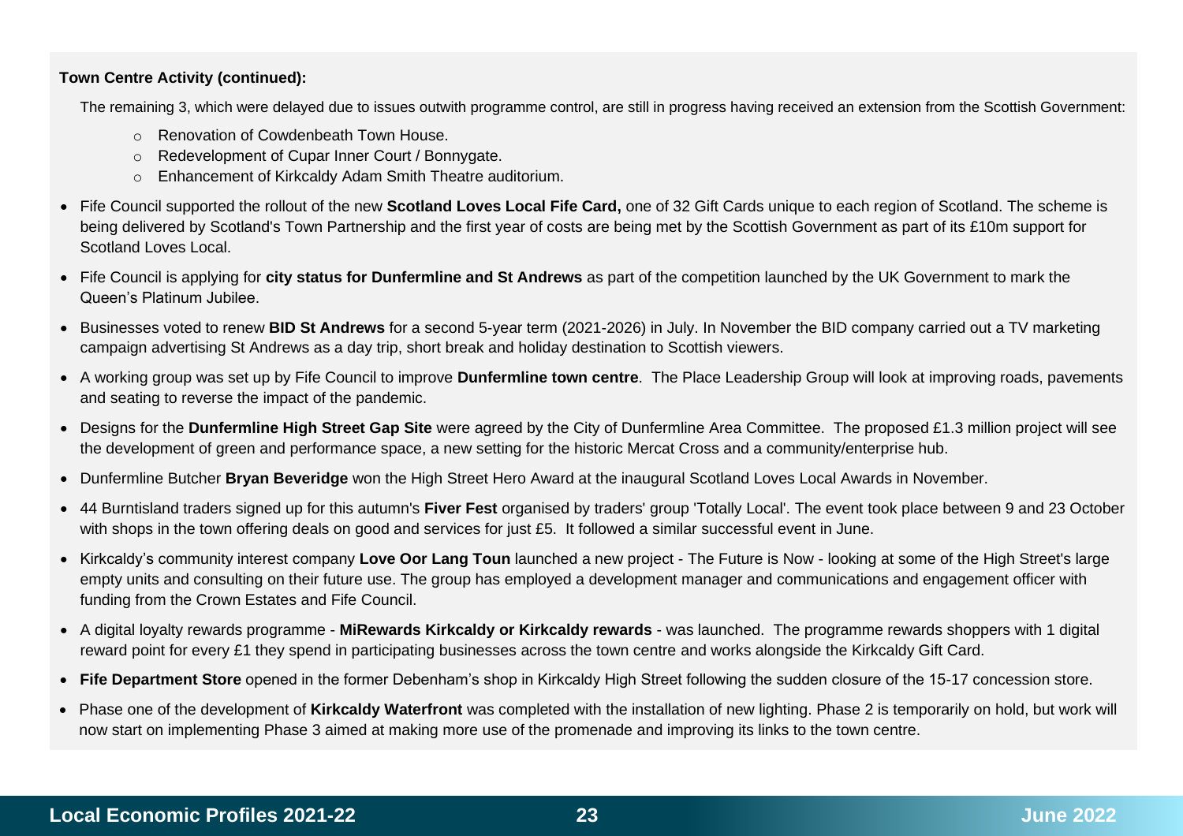**Town Centre Activity (continued):**

The remaining 3, which were delayed due to issues outwith programme control, are still in progress having received an extension from the Scottish Government:

- Renovation of Cowdenbeath Town House.
- Redevelopment of Cupar Inner Court / Bonnygate.
- Enhancement of Kirkcaldy Adam Smith Theatre auditorium.

- Fife Council supported the rollout of the new **Scotland Loves Local Fife Card,** one of 32 Gift Cards unique to each region of Scotland. The scheme is being delivered by Scotland's Town Partnership and the first year of costs are being met by the Scottish Government as part of its £10m support for Scotland Loves Local.
- Fife Council is applying for **city status for Dunfermline and St Andrews** as part of the competition launched by the UK Government to mark the Queen's Platinum Jubilee.
- Businesses voted to renew **BID St Andrews** for a second 5-year term (2021-2026) in July. In November the BID company carried out a TV marketing campaign advertising St Andrews as a day trip, short break and holiday destination to Scottish viewers.
- A working group was set up by Fife Council to improve **Dunfermline town centre**. The Place Leadership Group will look at improving roads, pavements and seating to reverse the impact of the pandemic.
- Designs for the **Dunfermline High Street Gap Site** were agreed by the City of Dunfermline Area Committee. The proposed £1.3 million project will see the development of green and performance space, a new setting for the historic Mercat Cross and a community/enterprise hub.
- Dunfermline Butcher **Bryan Beveridge** won the High Street Hero Award at the inaugural Scotland Loves Local Awards in November.
- 44 Burntisland traders signed up for this autumn's **Fiver Fest** organised by traders' group 'Totally Local'. The event took place between 9 and 23 October with shops in the town offering deals on good and services for just £5. It followed a similar successful event in June.
- Kirkcaldy's community interest company **Love Oor Lang Toun** launched a new project - The Future is Now - looking at some of the High Street's large empty units and consulting on their future use. The group has employed a development manager and communications and engagement officer with funding from the Crown Estates and Fife Council.
- A digital loyalty rewards programme - **MiRewards Kirkcaldy or Kirkcaldy rewards** - was launched. The programme rewards shoppers with 1 digital reward point for every £1 they spend in participating businesses across the town centre and works alongside the Kirkcaldy Gift Card.
- **Fife Department Store** opened in the former Debenham's shop in Kirkcaldy High Street following the sudden closure of the 15-17 concession store.
- Phase one of the development of **Kirkcaldy Waterfront** was completed with the installation of new lighting. Phase 2 is temporarily on hold, but work will now start on implementing Phase 3 aimed at making more use of the promenade and improving its links to the town centre.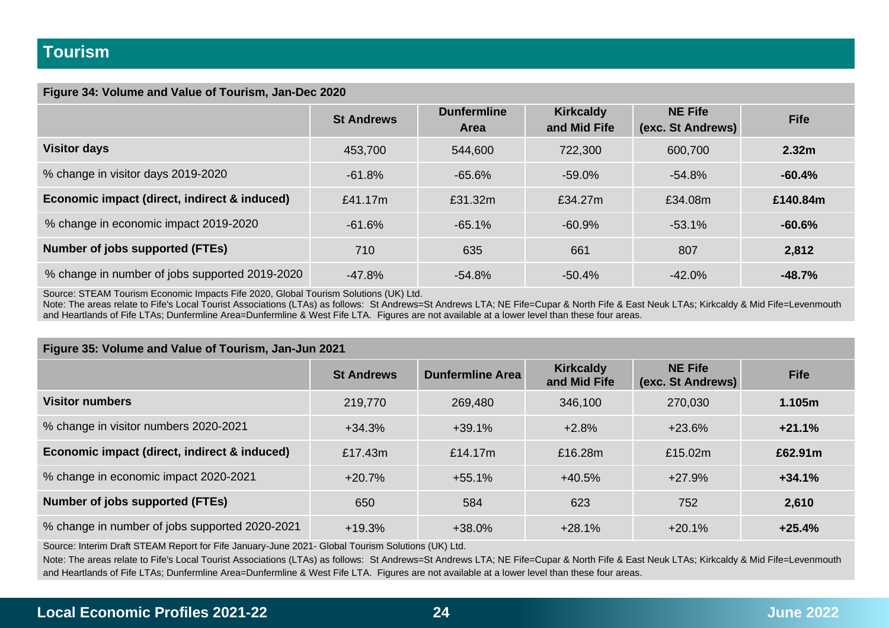# Tourism

**Figure 34: Volume and Value of Tourism, Jan-Dec 2020**

| | St Andrews | Dunfermline Area | Kirkcaldy and Mid Fife | NE Fife (exc. St Andrews) | Fife |
|---|---|---|---|---|---|
| **Visitor days** | 453,700 | 544,600 | 722,300 | 600,700 | **2.32m** |
| % change in visitor days 2019-2020 | -61.8% | -65.6% | -59.0% | -54.8% | **-60.4%** |
| **Economic impact (direct, indirect & induced)** | £41.17m | £31.32m | £34.27m | £34.08m | **£140.84m** |
| % change in economic impact 2019-2020 | -61.6% | -65.1% | -60.9% | -53.1% | **-60.6%** |
| **Number of jobs supported (FTEs)** | 710 | 635 | 661 | 807 | **2,812** |
| % change in number of jobs supported 2019-2020 | -47.8% | -54.8% | -50.4% | -42.0% | **-48.7%** |

Source: STEAM Tourism Economic Impacts Fife 2020, Global Tourism Solutions (UK) Ltd.
Note: The areas relate to Fife's Local Tourist Associations (LTAs) as follows: St Andrews=St Andrews LTA; NE Fife=Cupar & North Fife & East Neuk LTAs; Kirkcaldy & Mid Fife=Levenmouth and Heartlands of Fife LTAs; Dunfermline Area=Dunfermline & West Fife LTA. Figures are not available at a lower level than these four areas.

**Figure 35: Volume and Value of Tourism, Jan-Jun 2021**

| | St Andrews | Dunfermline Area | Kirkcaldy and Mid Fife | NE Fife (exc. St Andrews) | Fife |
|---|---|---|---|---|---|
| **Visitor numbers** | 219,770 | 269,480 | 346,100 | 270,030 | **1.105m** |
| % change in visitor numbers 2020-2021 | +34.3% | +39.1% | +2.8% | +23.6% | **+21.1%** |
| **Economic impact (direct, indirect & induced)** | £17.43m | £14.17m | £16.28m | £15.02m | **£62.91m** |
| % change in economic impact 2020-2021 | +20.7% | +55.1% | +40.5% | +27.9% | **+34.1%** |
| **Number of jobs supported (FTEs)** | 650 | 584 | 623 | 752 | **2,610** |
| % change in number of jobs supported 2020-2021 | +19.3% | +38.0% | +28.1% | +20.1% | **+25.4%** |

Source: Interim Draft STEAM Report for Fife January-June 2021- Global Tourism Solutions (UK) Ltd.

Note: The areas relate to Fife's Local Tourist Associations (LTAs) as follows: St Andrews=St Andrews LTA; NE Fife=Cupar & North Fife & East Neuk LTAs; Kirkcaldy & Mid Fife=Levenmouth and Heartlands of Fife LTAs; Dunfermline Area=Dunfermline & West Fife LTA. Figures are not available at a lower level than these four areas.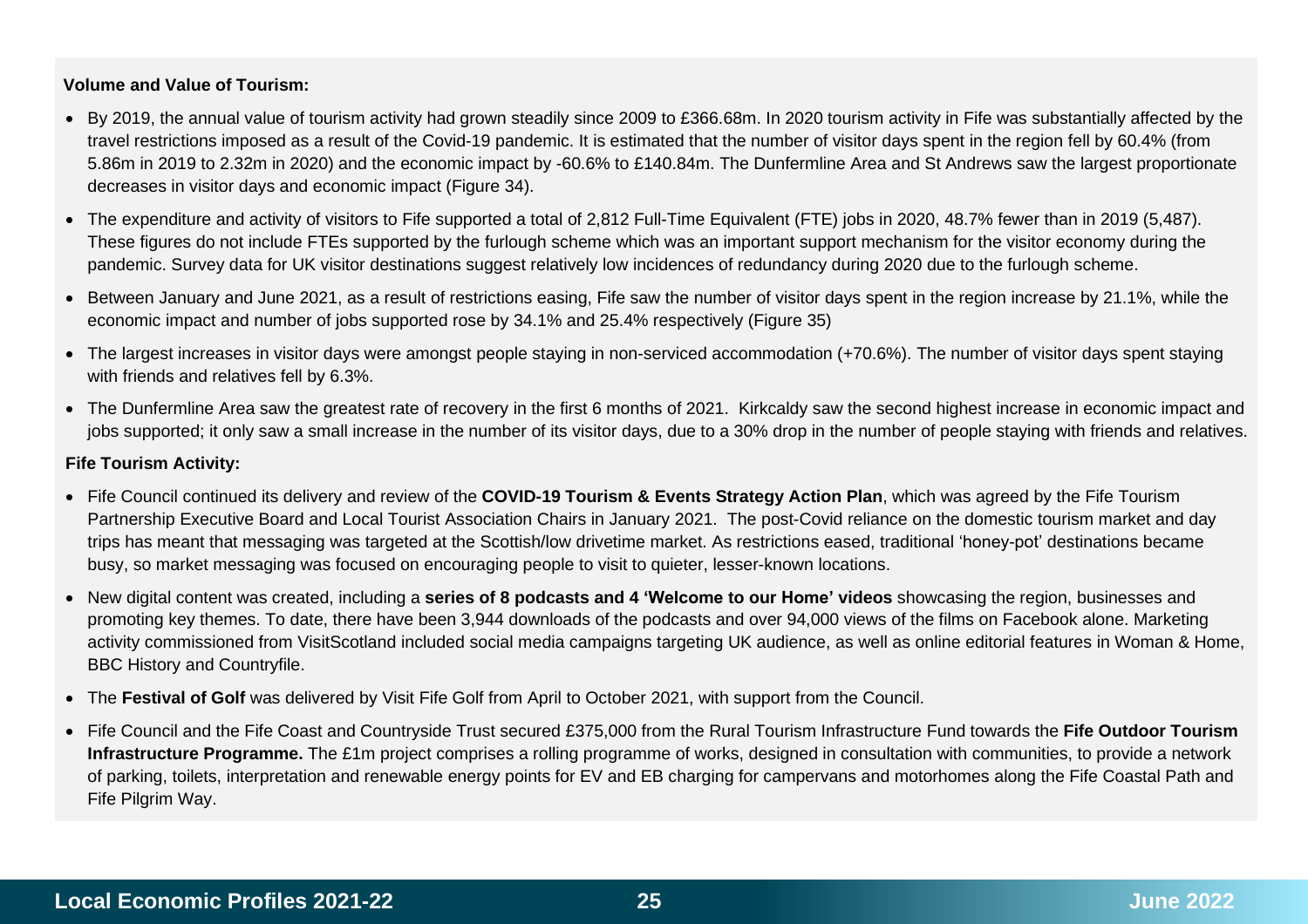**Volume and Value of Tourism:**

- By 2019, the annual value of tourism activity had grown steadily since 2009 to £366.68m. In 2020 tourism activity in Fife was substantially affected by the travel restrictions imposed as a result of the Covid-19 pandemic. It is estimated that the number of visitor days spent in the region fell by 60.4% (from 5.86m in 2019 to 2.32m in 2020) and the economic impact by -60.6% to £140.84m. The Dunfermline Area and St Andrews saw the largest proportionate decreases in visitor days and economic impact (Figure 34).
- The expenditure and activity of visitors to Fife supported a total of 2,812 Full-Time Equivalent (FTE) jobs in 2020, 48.7% fewer than in 2019 (5,487). These figures do not include FTEs supported by the furlough scheme which was an important support mechanism for the visitor economy during the pandemic. Survey data for UK visitor destinations suggest relatively low incidences of redundancy during 2020 due to the furlough scheme.
- Between January and June 2021, as a result of restrictions easing, Fife saw the number of visitor days spent in the region increase by 21.1%, while the economic impact and number of jobs supported rose by 34.1% and 25.4% respectively (Figure 35)
- The largest increases in visitor days were amongst people staying in non-serviced accommodation (+70.6%). The number of visitor days spent staying with friends and relatives fell by 6.3%.
- The Dunfermline Area saw the greatest rate of recovery in the first 6 months of 2021. Kirkcaldy saw the second highest increase in economic impact and jobs supported; it only saw a small increase in the number of its visitor days, due to a 30% drop in the number of people staying with friends and relatives.

**Fife Tourism Activity:**

- Fife Council continued its delivery and review of the **COVID-19 Tourism & Events Strategy Action Plan**, which was agreed by the Fife Tourism Partnership Executive Board and Local Tourist Association Chairs in January 2021. The post-Covid reliance on the domestic tourism market and day trips has meant that messaging was targeted at the Scottish/low drivetime market. As restrictions eased, traditional 'honey-pot' destinations became busy, so market messaging was focused on encouraging people to visit to quieter, lesser-known locations.
- New digital content was created, including a **series of 8 podcasts and 4 'Welcome to our Home' videos** showcasing the region, businesses and promoting key themes. To date, there have been 3,944 downloads of the podcasts and over 94,000 views of the films on Facebook alone. Marketing activity commissioned from VisitScotland included social media campaigns targeting UK audience, as well as online editorial features in Woman & Home, BBC History and Countryfile.
- The **Festival of Golf** was delivered by Visit Fife Golf from April to October 2021, with support from the Council.
- Fife Council and the Fife Coast and Countryside Trust secured £375,000 from the Rural Tourism Infrastructure Fund towards the **Fife Outdoor Tourism Infrastructure Programme.** The £1m project comprises a rolling programme of works, designed in consultation with communities, to provide a network of parking, toilets, interpretation and renewable energy points for EV and EB charging for campervans and motorhomes along the Fife Coastal Path and Fife Pilgrim Way.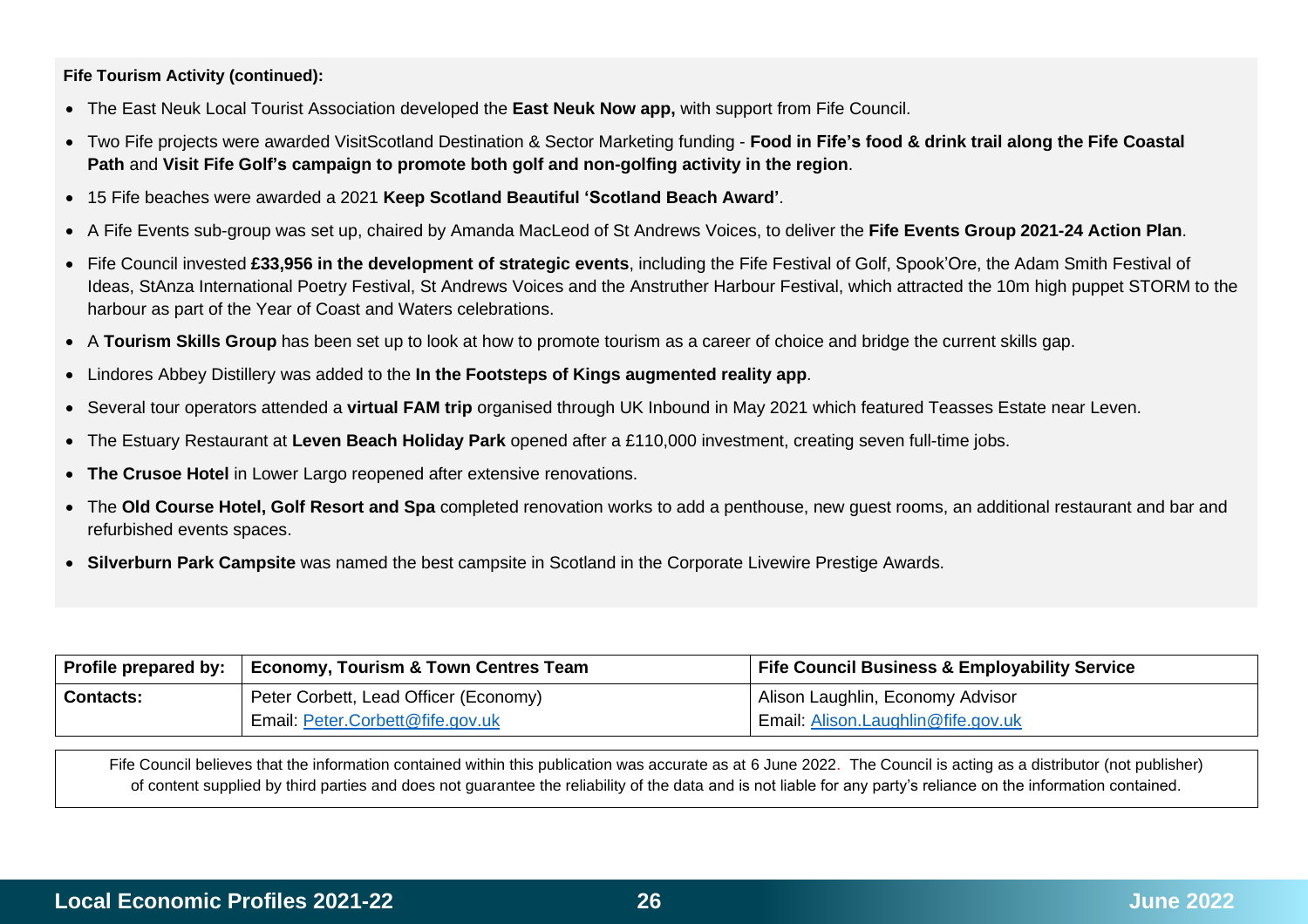**Fife Tourism Activity (continued):**

- The East Neuk Local Tourist Association developed the **East Neuk Now app,** with support from Fife Council.
- Two Fife projects were awarded VisitScotland Destination & Sector Marketing funding - **Food in Fife's food & drink trail along the Fife Coastal Path** and **Visit Fife Golf's campaign to promote both golf and non-golfing activity in the region**.
- 15 Fife beaches were awarded a 2021 **Keep Scotland Beautiful 'Scotland Beach Award'**.
- A Fife Events sub-group was set up, chaired by Amanda MacLeod of St Andrews Voices, to deliver the **Fife Events Group 2021-24 Action Plan**.
- Fife Council invested **£33,956 in the development of strategic events**, including the Fife Festival of Golf, Spook'Ore, the Adam Smith Festival of Ideas, StAnza International Poetry Festival, St Andrews Voices and the Anstruther Harbour Festival, which attracted the 10m high puppet STORM to the harbour as part of the Year of Coast and Waters celebrations.
- A **Tourism Skills Group** has been set up to look at how to promote tourism as a career of choice and bridge the current skills gap.
- Lindores Abbey Distillery was added to the **In the Footsteps of Kings augmented reality app**.
- Several tour operators attended a **virtual FAM trip** organised through UK Inbound in May 2021 which featured Teasses Estate near Leven.
- The Estuary Restaurant at **Leven Beach Holiday Park** opened after a £110,000 investment, creating seven full-time jobs.
- **The Crusoe Hotel** in Lower Largo reopened after extensive renovations.
- The **Old Course Hotel, Golf Resort and Spa** completed renovation works to add a penthouse, new guest rooms, an additional restaurant and bar and refurbished events spaces.
- **Silverburn Park Campsite** was named the best campsite in Scotland in the Corporate Livewire Prestige Awards.

| **Profile prepared by:** | **Economy, Tourism & Town Centres Team** | **Fife Council Business & Employability Service** |
|---|---|---|
| **Contacts:** | Peter Corbett, Lead Officer (Economy)<br>Email: Peter.Corbett@fife.gov.uk | Alison Laughlin, Economy Advisor<br>Email: Alison.Laughlin@fife.gov.uk |

Fife Council believes that the information contained within this publication was accurate as at 6 June 2022. The Council is acting as a distributor (not publisher) of content supplied by third parties and does not guarantee the reliability of the data and is not liable for any party's reliance on the information contained.